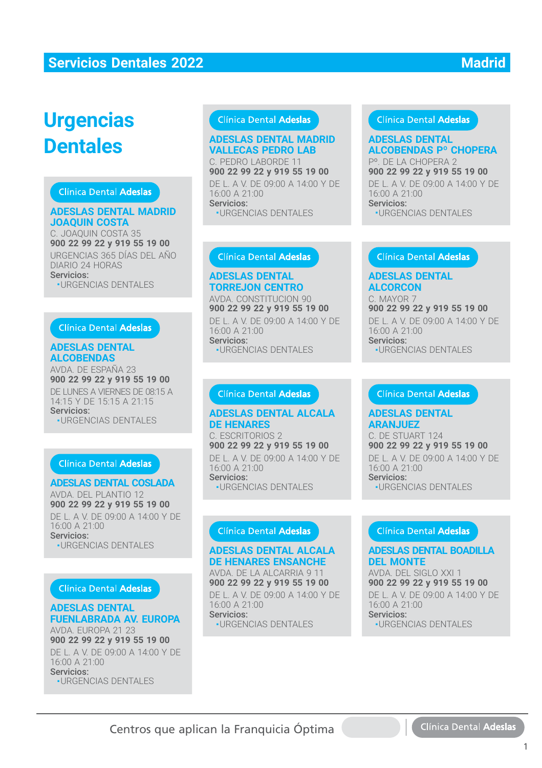# Servicios Dentales 2022 — Madrid

## Urgencias Dentales

Clínica Dental **Adeslas**

### ADESLAS DENTAL MADRID JOAQUIN COSTA

C. JOAQUIN COSTA 35
**900 22 99 22 y 919 55 19 00**
URGENCIAS 365 DÍAS DEL AÑO DIARIO 24 HORAS
**Servicios:**
- URGENCIAS DENTALES

Clínica Dental **Adeslas**

### ADESLAS DENTAL ALCOBENDAS

AVDA. DE ESPAÑA 23
**900 22 99 22 y 919 55 19 00**
DE LUNES A VIERNES DE 08:15 A 14:15 Y DE 15:15 A 21:15
**Servicios:**
- URGENCIAS DENTALES

Clínica Dental **Adeslas**

### ADESLAS DENTAL COSLADA

AVDA. DEL PLANTIO 12
**900 22 99 22 y 919 55 19 00**
DE L. A V. DE 09:00 A 14:00 Y DE 16:00 A 21:00
**Servicios:**
- URGENCIAS DENTALES

Clínica Dental **Adeslas**

### ADESLAS DENTAL FUENLABRADA AV. EUROPA

AVDA. EUROPA 21 23
**900 22 99 22 y 919 55 19 00**
DE L. A V. DE 09:00 A 14:00 Y DE 16:00 A 21:00
**Servicios:**
- URGENCIAS DENTALES

Clínica Dental **Adeslas**

### ADESLAS DENTAL MADRID VALLECAS PEDRO LAB

C. PEDRO LABORDE 11
**900 22 99 22 y 919 55 19 00**
DE L. A V. DE 09:00 A 14:00 Y DE 16:00 A 21:00
**Servicios:**
- URGENCIAS DENTALES

Clínica Dental **Adeslas**

### ADESLAS DENTAL TORREJON CENTRO

AVDA. CONSTITUCION 90
**900 22 99 22 y 919 55 19 00**
DE L. A V. DE 09:00 A 14:00 Y DE 16:00 A 21:00
**Servicios:**
- URGENCIAS DENTALES

Clínica Dental **Adeslas**

### ADESLAS DENTAL ALCALA DE HENARES

C. ESCRITORIOS 2
**900 22 99 22 y 919 55 19 00**
DE L. A V. DE 09:00 A 14:00 Y DE 16:00 A 21:00
**Servicios:**
- URGENCIAS DENTALES

Clínica Dental **Adeslas**

### ADESLAS DENTAL ALCALA DE HENARES ENSANCHE

AVDA. DE LA ALCARRIA 9 11
**900 22 99 22 y 919 55 19 00**
DE L. A V. DE 09:00 A 14:00 Y DE 16:00 A 21:00
**Servicios:**
- URGENCIAS DENTALES

Clínica Dental **Adeslas**

### ADESLAS DENTAL ALCOBENDAS Pº CHOPERA

Pº. DE LA CHOPERA 2
**900 22 99 22 y 919 55 19 00**
DE L. A V. DE 09:00 A 14:00 Y DE 16:00 A 21:00
**Servicios:**
- URGENCIAS DENTALES

Clínica Dental **Adeslas**

### ADESLAS DENTAL ALCORCON

C. MAYOR 7
**900 22 99 22 y 919 55 19 00**
DE L. A V. DE 09:00 A 14:00 Y DE 16:00 A 21:00
**Servicios:**
- URGENCIAS DENTALES

Clínica Dental **Adeslas**

### ADESLAS DENTAL ARANJUEZ

C. DE STUART 124
**900 22 99 22 y 919 55 19 00**
DE L. A V. DE 09:00 A 14:00 Y DE 16:00 A 21:00
**Servicios:**
- URGENCIAS DENTALES

Clínica Dental **Adeslas**

### ADESLAS DENTAL BOADILLA DEL MONTE

AVDA. DEL SIGLO XXI 1
**900 22 99 22 y 919 55 19 00**
DE L. A V. DE 09:00 A 14:00 Y DE 16:00 A 21:00
**Servicios:**
- URGENCIAS DENTALES

Centros que aplican la Franquicia Óptima — Clínica Dental **Adeslas**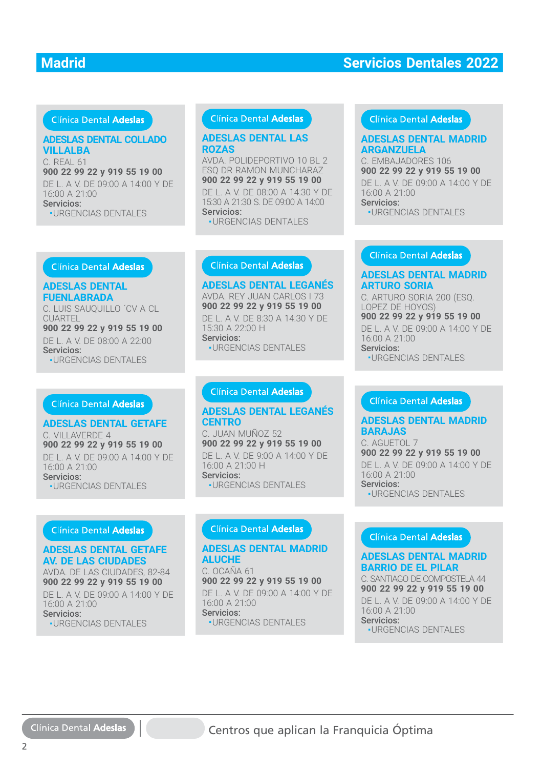# Madrid

## Servicios Dentales 2022

Clínica Dental **Adeslas**

### ADESLAS DENTAL COLLADO VILLALBA

C. REAL 61
**900 22 99 22 y 919 55 19 00**
DE L. A V. DE 09:00 A 14:00 Y DE 16:00 A 21:00
**Servicios:**
- URGENCIAS DENTALES

Clínica Dental **Adeslas**

### ADESLAS DENTAL FUENLABRADA

C. LUIS SAUQUILLO ´CV A CL CUARTEL
**900 22 99 22 y 919 55 19 00**
DE L. A V. DE 08:00 A 22:00
**Servicios:**
- URGENCIAS DENTALES

Clínica Dental **Adeslas**

### ADESLAS DENTAL GETAFE

C. VILLAVERDE 4
**900 22 99 22 y 919 55 19 00**
DE L. A V. DE 09:00 A 14:00 Y DE 16:00 A 21:00
**Servicios:**
- URGENCIAS DENTALES

Clínica Dental **Adeslas**

### ADESLAS DENTAL GETAFE AV. DE LAS CIUDADES

AVDA. DE LAS CIUDADES, 82-84
**900 22 99 22 y 919 55 19 00**
DE L. A V. DE 09:00 A 14:00 Y DE 16:00 A 21:00
**Servicios:**
- URGENCIAS DENTALES

Clínica Dental **Adeslas**

### ADESLAS DENTAL LAS ROZAS

AVDA. POLIDEPORTIVO 10 BL 2 ESQ DR RAMON MUNCHARAZ
**900 22 99 22 y 919 55 19 00**
DE L. A V. DE 08:00 A 14:30 Y DE 15:30 A 21:30 S. DE 09:00 A 14:00
**Servicios:**
- URGENCIAS DENTALES

Clínica Dental **Adeslas**

### ADESLAS DENTAL LEGANÉS

AVDA. REY JUAN CARLOS I 73
**900 22 99 22 y 919 55 19 00**
DE L. A V. DE 8:30 A 14:30 Y DE 15:30 A 22:00 H
**Servicios:**
- URGENCIAS DENTALES

Clínica Dental **Adeslas**

### ADESLAS DENTAL LEGANÉS CENTRO

C. JUAN MUÑOZ 52
**900 22 99 22 y 919 55 19 00**
DE L. A V. DE 9:00 A 14:00 Y DE 16:00 A 21:00 H
**Servicios:**
- URGENCIAS DENTALES

Clínica Dental **Adeslas**

### ADESLAS DENTAL MADRID ALUCHE

C. OCAÑA 61
**900 22 99 22 y 919 55 19 00**
DE L. A V. DE 09:00 A 14:00 Y DE 16:00 A 21:00
**Servicios:**
- URGENCIAS DENTALES

Clínica Dental **Adeslas**

### ADESLAS DENTAL MADRID ARGANZUELA

C. EMBAJADORES 106
**900 22 99 22 y 919 55 19 00**
DE L. A V. DE 09:00 A 14:00 Y DE 16:00 A 21:00
**Servicios:**
- URGENCIAS DENTALES

Clínica Dental **Adeslas**

### ADESLAS DENTAL MADRID ARTURO SORIA

C. ARTURO SORIA 200 (ESQ. LOPEZ DE HOYOS)
**900 22 99 22 y 919 55 19 00**
DE L. A V. DE 09:00 A 14:00 Y DE 16:00 A 21:00
**Servicios:**
- URGENCIAS DENTALES

Clínica Dental **Adeslas**

### ADESLAS DENTAL MADRID BARAJAS

C. AGUETOL 7
**900 22 99 22 y 919 55 19 00**
DE L. A V. DE 09:00 A 14:00 Y DE 16:00 A 21:00
**Servicios:**
- URGENCIAS DENTALES

Clínica Dental **Adeslas**

### ADESLAS DENTAL MADRID BARRIO DE EL PILAR

C. SANTIAGO DE COMPOSTELA 44
**900 22 99 22 y 919 55 19 00**
DE L. A V. DE 09:00 A 14:00 Y DE 16:00 A 21:00
**Servicios:**
- URGENCIAS DENTALES

---

Clínica Dental **Adeslas** | Centros que aplican la Franquicia Óptima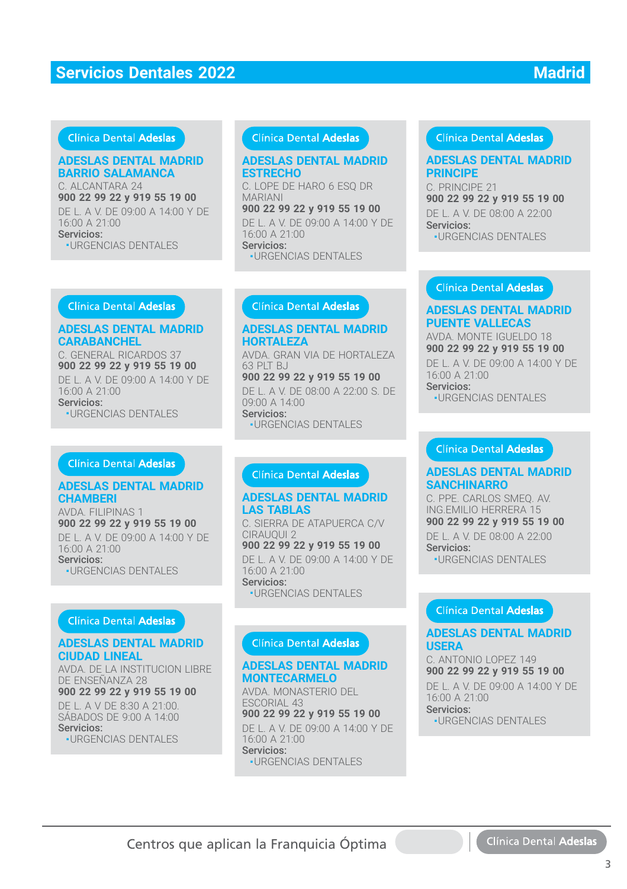# Servicios Dentales 2022 — Madrid

Clínica Dental **Adeslas**

### ADESLAS DENTAL MADRID BARRIO SALAMANCA

C. ALCANTARA 24
**900 22 99 22 y 919 55 19 00**
DE L. A V. DE 09:00 A 14:00 Y DE 16:00 A 21:00
**Servicios:**
- URGENCIAS DENTALES

Clínica Dental **Adeslas**

### ADESLAS DENTAL MADRID CARABANCHEL

C. GENERAL RICARDOS 37
**900 22 99 22 y 919 55 19 00**
DE L. A V. DE 09:00 A 14:00 Y DE 16:00 A 21:00
**Servicios:**
- URGENCIAS DENTALES

Clínica Dental **Adeslas**

### ADESLAS DENTAL MADRID CHAMBERI

AVDA. FILIPINAS 1
**900 22 99 22 y 919 55 19 00**
DE L. A V. DE 09:00 A 14:00 Y DE 16:00 A 21:00
**Servicios:**
- URGENCIAS DENTALES

Clínica Dental **Adeslas**

### ADESLAS DENTAL MADRID CIUDAD LINEAL

AVDA. DE LA INSTITUCION LIBRE DE ENSEÑANZA 28
**900 22 99 22 y 919 55 19 00**
DE L. A V DE 8:30 A 21:00. SÁBADOS DE 9:00 A 14:00
**Servicios:**
- URGENCIAS DENTALES

Clínica Dental **Adeslas**

### ADESLAS DENTAL MADRID ESTRECHO

C. LOPE DE HARO 6 ESQ DR MARIANI
**900 22 99 22 y 919 55 19 00**
DE L. A V. DE 09:00 A 14:00 Y DE 16:00 A 21:00
**Servicios:**
- URGENCIAS DENTALES

Clínica Dental **Adeslas**

### ADESLAS DENTAL MADRID HORTALEZA

AVDA. GRAN VIA DE HORTALEZA 63 PLT BJ
**900 22 99 22 y 919 55 19 00**
DE L. A V. DE 08:00 A 22:00 S. DE 09:00 A 14:00
**Servicios:**
- URGENCIAS DENTALES

Clínica Dental **Adeslas**

### ADESLAS DENTAL MADRID LAS TABLAS

C. SIERRA DE ATAPUERCA C/V CIRAUQUI 2
**900 22 99 22 y 919 55 19 00**
DE L. A V. DE 09:00 A 14:00 Y DE 16:00 A 21:00
**Servicios:**
- URGENCIAS DENTALES

Clínica Dental **Adeslas**

### ADESLAS DENTAL MADRID MONTECARMELO

AVDA. MONASTERIO DEL ESCORIAL 43
**900 22 99 22 y 919 55 19 00**
DE L. A V. DE 09:00 A 14:00 Y DE 16:00 A 21:00
**Servicios:**
- URGENCIAS DENTALES

Clínica Dental **Adeslas**

### ADESLAS DENTAL MADRID PRINCIPE

C. PRINCIPE 21
**900 22 99 22 y 919 55 19 00**
DE L. A V. DE 08:00 A 22:00
**Servicios:**
- URGENCIAS DENTALES

Clínica Dental **Adeslas**

### ADESLAS DENTAL MADRID PUENTE VALLECAS

AVDA. MONTE IGUELDO 18
**900 22 99 22 y 919 55 19 00**
DE L. A V. DE 09:00 A 14:00 Y DE 16:00 A 21:00
**Servicios:**
- URGENCIAS DENTALES

Clínica Dental **Adeslas**

### ADESLAS DENTAL MADRID SANCHINARRO

C. PPE. CARLOS SMEQ. AV. ING.EMILIO HERRERA 15
**900 22 99 22 y 919 55 19 00**
DE L. A V. DE 08:00 A 22:00
**Servicios:**
- URGENCIAS DENTALES

Clínica Dental **Adeslas**

### ADESLAS DENTAL MADRID USERA

C. ANTONIO LOPEZ 149
**900 22 99 22 y 919 55 19 00**
DE L. A V. DE 09:00 A 14:00 Y DE 16:00 A 21:00
**Servicios:**
- URGENCIAS DENTALES

Centros que aplican la Franquicia Óptima | Clínica Dental **Adeslas**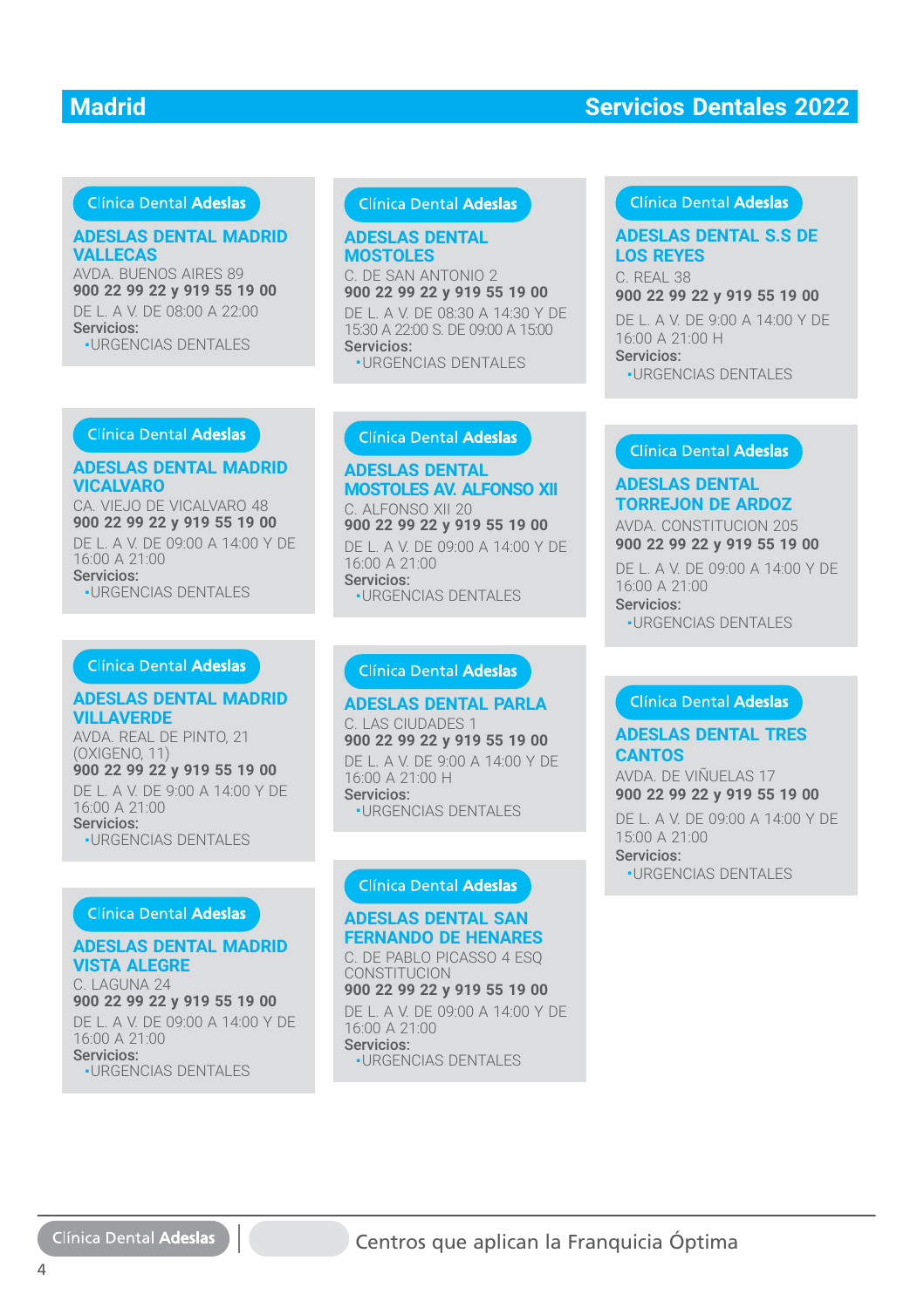# Madrid

## Servicios Dentales 2022

Clínica Dental **Adeslas**

### ADESLAS DENTAL MADRID VALLECAS

AVDA. BUENOS AIRES 89
**900 22 99 22 y 919 55 19 00**
DE L. A V. DE 08:00 A 22:00
**Servicios:**
- URGENCIAS DENTALES

Clínica Dental **Adeslas**

### ADESLAS DENTAL MADRID VICALVARO

CA. VIEJO DE VICALVARO 48
**900 22 99 22 y 919 55 19 00**
DE L. A V. DE 09:00 A 14:00 Y DE 16:00 A 21:00
**Servicios:**
- URGENCIAS DENTALES

Clínica Dental **Adeslas**

### ADESLAS DENTAL MADRID VILLAVERDE

AVDA. REAL DE PINTO, 21 (OXIGENO, 11)
**900 22 99 22 y 919 55 19 00**
DE L. A V. DE 9:00 A 14:00 Y DE 16:00 A 21:00
**Servicios:**
- URGENCIAS DENTALES

Clínica Dental **Adeslas**

### ADESLAS DENTAL MADRID VISTA ALEGRE

C. LAGUNA 24
**900 22 99 22 y 919 55 19 00**
DE L. A V. DE 09:00 A 14:00 Y DE 16:00 A 21:00
**Servicios:**
- URGENCIAS DENTALES

Clínica Dental **Adeslas**

### ADESLAS DENTAL MOSTOLES

C. DE SAN ANTONIO 2
**900 22 99 22 y 919 55 19 00**
DE L. A V. DE 08:30 A 14:30 Y DE 15:30 A 22:00 S. DE 09:00 A 15:00
**Servicios:**
- URGENCIAS DENTALES

Clínica Dental **Adeslas**

### ADESLAS DENTAL MOSTOLES AV. ALFONSO XII

C. ALFONSO XII 20
**900 22 99 22 y 919 55 19 00**
DE L. A V. DE 09:00 A 14:00 Y DE 16:00 A 21:00
**Servicios:**
- URGENCIAS DENTALES

Clínica Dental **Adeslas**

### ADESLAS DENTAL PARLA

C. LAS CIUDADES 1
**900 22 99 22 y 919 55 19 00**
DE L. A V. DE 9:00 A 14:00 Y DE 16:00 A 21:00 H
**Servicios:**
- URGENCIAS DENTALES

Clínica Dental **Adeslas**

### ADESLAS DENTAL SAN FERNANDO DE HENARES

C. DE PABLO PICASSO 4 ESQ CONSTITUCION
**900 22 99 22 y 919 55 19 00**
DE L. A V. DE 09:00 A 14:00 Y DE 16:00 A 21:00
**Servicios:**
- URGENCIAS DENTALES

Clínica Dental **Adeslas**

### ADESLAS DENTAL S.S DE LOS REYES

C. REAL 38
**900 22 99 22 y 919 55 19 00**
DE L. A V. DE 9:00 A 14:00 Y DE 16:00 A 21:00 H
**Servicios:**
- URGENCIAS DENTALES

Clínica Dental **Adeslas**

### ADESLAS DENTAL TORREJON DE ARDOZ

AVDA. CONSTITUCION 205
**900 22 99 22 y 919 55 19 00**
DE L. A V. DE 09:00 A 14:00 Y DE 16:00 A 21:00
**Servicios:**
- URGENCIAS DENTALES

Clínica Dental **Adeslas**

### ADESLAS DENTAL TRES CANTOS

AVDA. DE VIÑUELAS 17
**900 22 99 22 y 919 55 19 00**
DE L. A V. DE 09:00 A 14:00 Y DE 15:00 A 21:00
**Servicios:**
- URGENCIAS DENTALES

Clínica Dental **Adeslas** | Centros que aplican la Franquicia Óptima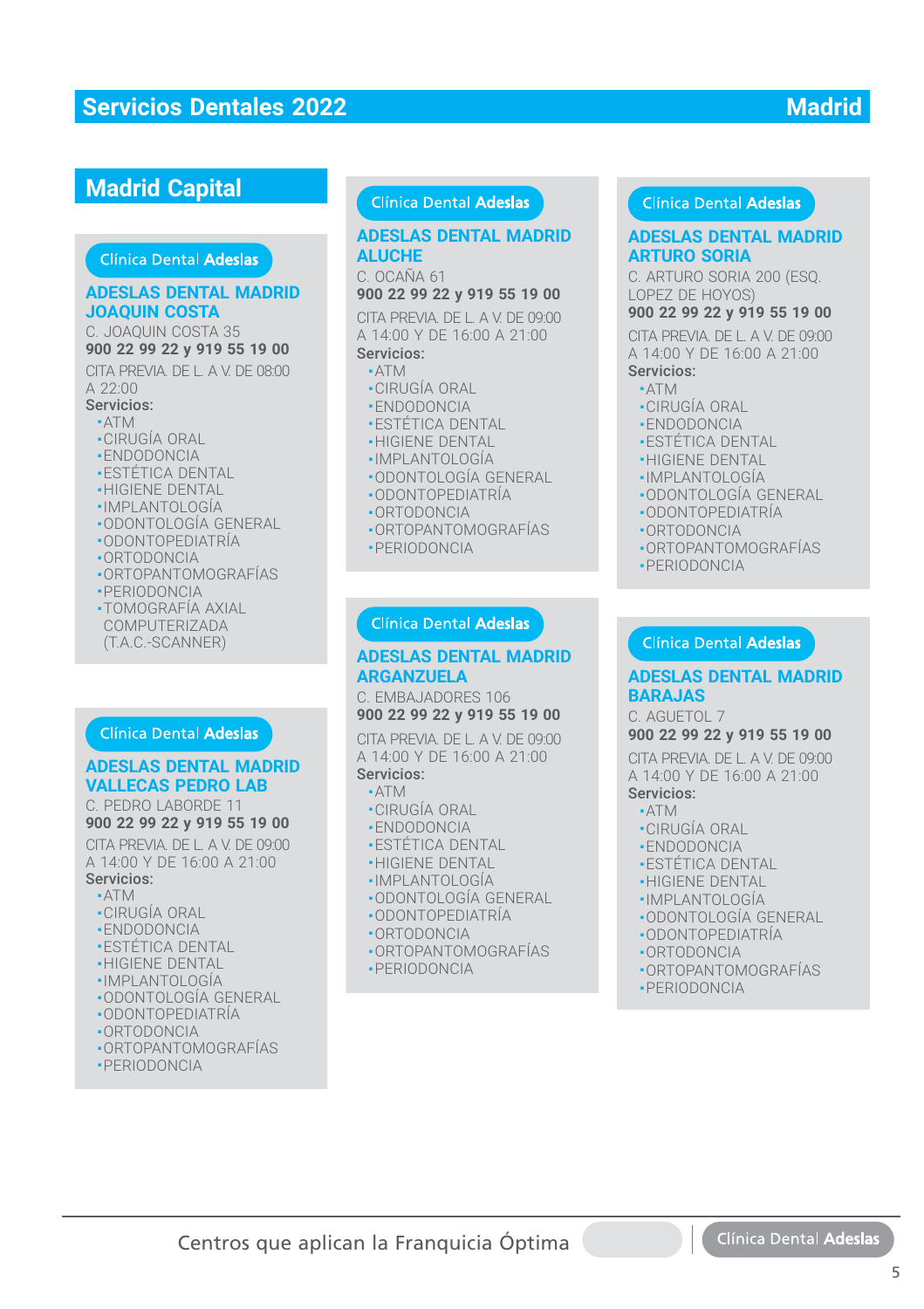# Servicios Dentales 2022 — Madrid

## Madrid Capital

Clínica Dental **Adeslas**

### ADESLAS DENTAL MADRID JOAQUIN COSTA

C. JOAQUIN COSTA 35
**900 22 99 22 y 919 55 19 00**

CITA PREVIA. DE L. A V. DE 08:00 A 22:00

**Servicios:**

- ATM
- CIRUGÍA ORAL
- ENDODONCIA
- ESTÉTICA DENTAL
- HIGIENE DENTAL
- IMPLANTOLOGÍA
- ODONTOLOGÍA GENERAL
- ODONTOPEDIATRÍA
- ORTODONCIA
- ORTOPANTOMOGRAFÍAS
- PERIODONCIA
- TOMOGRAFÍA AXIAL COMPUTERIZADA (T.A.C.-SCANNER)

Clínica Dental **Adeslas**

### ADESLAS DENTAL MADRID VALLECAS PEDRO LAB

C. PEDRO LABORDE 11
**900 22 99 22 y 919 55 19 00**

CITA PREVIA. DE L. A V. DE 09:00 A 14:00 Y DE 16:00 A 21:00

**Servicios:**

- ATM
- CIRUGÍA ORAL
- ENDODONCIA
- ESTÉTICA DENTAL
- HIGIENE DENTAL
- IMPLANTOLOGÍA
- ODONTOLOGÍA GENERAL
- ODONTOPEDIATRÍA
- ORTODONCIA
- ORTOPANTOMOGRAFÍAS
- PERIODONCIA

Clínica Dental **Adeslas**

### ADESLAS DENTAL MADRID ALUCHE

C. OCAÑA 61
**900 22 99 22 y 919 55 19 00**

CITA PREVIA. DE L. A V. DE 09:00 A 14:00 Y DE 16:00 A 21:00

**Servicios:**

- ATM
- CIRUGÍA ORAL
- ENDODONCIA
- ESTÉTICA DENTAL
- HIGIENE DENTAL
- IMPLANTOLOGÍA
- ODONTOLOGÍA GENERAL
- ODONTOPEDIATRÍA
- ORTODONCIA
- ORTOPANTOMOGRAFÍAS
- PERIODONCIA

Clínica Dental **Adeslas**

### ADESLAS DENTAL MADRID ARGANZUELA

C. EMBAJADORES 106
**900 22 99 22 y 919 55 19 00**

CITA PREVIA. DE L. A V. DE 09:00 A 14:00 Y DE 16:00 A 21:00

**Servicios:**

- ATM
- CIRUGÍA ORAL
- ENDODONCIA
- ESTÉTICA DENTAL
- HIGIENE DENTAL
- IMPLANTOLOGÍA
- ODONTOLOGÍA GENERAL
- ODONTOPEDIATRÍA
- ORTODONCIA
- ORTOPANTOMOGRAFÍAS
- PERIODONCIA

Clínica Dental **Adeslas**

### ADESLAS DENTAL MADRID ARTURO SORIA

C. ARTURO SORIA 200 (ESQ. LOPEZ DE HOYOS)
**900 22 99 22 y 919 55 19 00**

CITA PREVIA. DE L. A V. DE 09:00 A 14:00 Y DE 16:00 A 21:00

**Servicios:**

- ATM
- CIRUGÍA ORAL
- ENDODONCIA
- ESTÉTICA DENTAL
- HIGIENE DENTAL
- IMPLANTOLOGÍA
- ODONTOLOGÍA GENERAL
- ODONTOPEDIATRÍA
- ORTODONCIA
- ORTOPANTOMOGRAFÍAS
- PERIODONCIA

Clínica Dental **Adeslas**

### ADESLAS DENTAL MADRID BARAJAS

C. AGUETOL 7
**900 22 99 22 y 919 55 19 00**

CITA PREVIA. DE L. A V. DE 09:00 A 14:00 Y DE 16:00 A 21:00

**Servicios:**

- ATM
- CIRUGÍA ORAL
- ENDODONCIA
- ESTÉTICA DENTAL
- HIGIENE DENTAL
- IMPLANTOLOGÍA
- ODONTOLOGÍA GENERAL
- ODONTOPEDIATRÍA
- ORTODONCIA
- ORTOPANTOMOGRAFÍAS
- PERIODONCIA

Centros que aplican la Franquicia Óptima | Clínica Dental **Adeslas**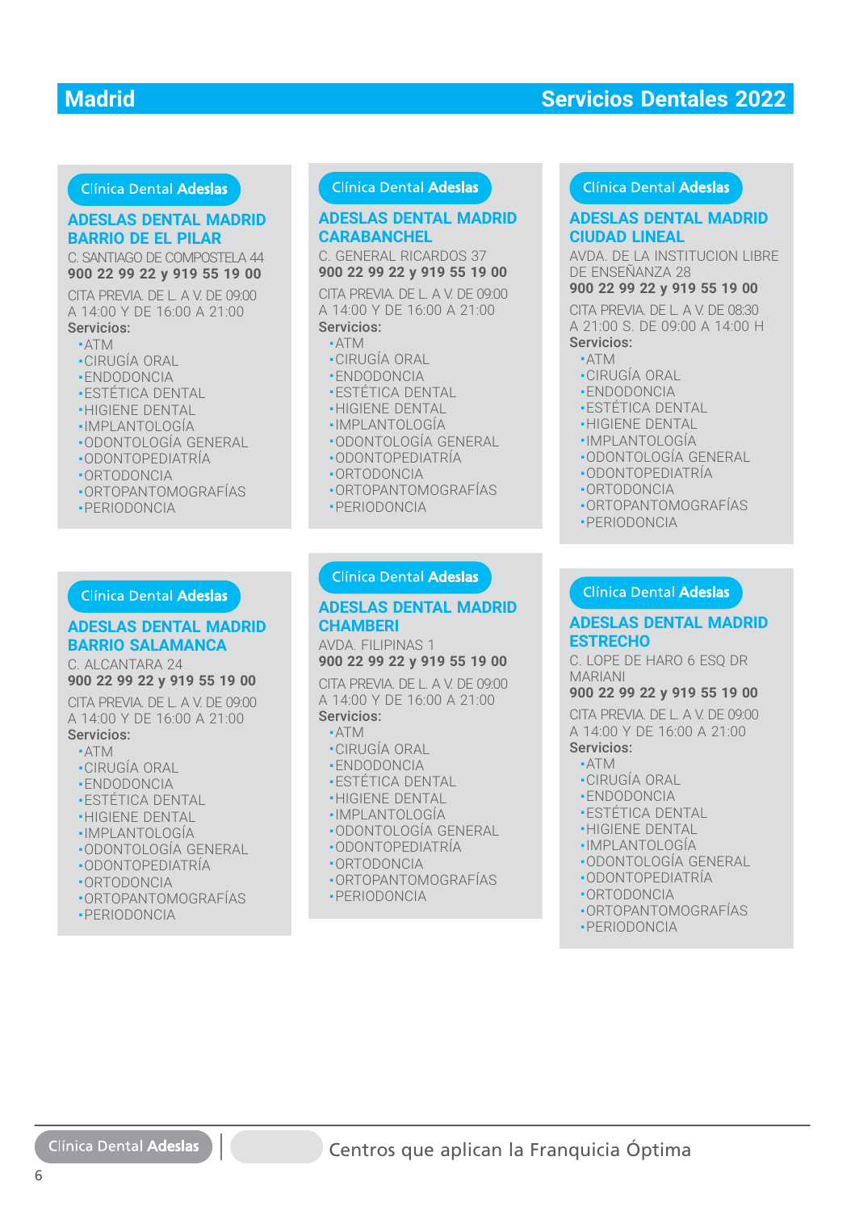# Madrid — Servicios Dentales 2022

Clínica Dental Adeslas

### ADESLAS DENTAL MADRID BARRIO DE EL PILAR

C. SANTIAGO DE COMPOSTELA 44
**900 22 99 22 y 919 55 19 00**

CITA PREVIA. DE L. A V. DE 09:00 A 14:00 Y DE 16:00 A 21:00

**Servicios:**

- ATM
- CIRUGÍA ORAL
- ENDODONCIA
- ESTÉTICA DENTAL
- HIGIENE DENTAL
- IMPLANTOLOGÍA
- ODONTOLOGÍA GENERAL
- ODONTOPEDIATRÍA
- ORTODONCIA
- ORTOPANTOMOGRAFÍAS
- PERIODONCIA

Clínica Dental Adeslas

### ADESLAS DENTAL MADRID CARABANCHEL

C. GENERAL RICARDOS 37
**900 22 99 22 y 919 55 19 00**

CITA PREVIA. DE L. A V. DE 09:00 A 14:00 Y DE 16:00 A 21:00

**Servicios:**

- ATM
- CIRUGÍA ORAL
- ENDODONCIA
- ESTÉTICA DENTAL
- HIGIENE DENTAL
- IMPLANTOLOGÍA
- ODONTOLOGÍA GENERAL
- ODONTOPEDIATRÍA
- ORTODONCIA
- ORTOPANTOMOGRAFÍAS
- PERIODONCIA

Clínica Dental Adeslas

### ADESLAS DENTAL MADRID CIUDAD LINEAL

AVDA. DE LA INSTITUCION LIBRE DE ENSEÑANZA 28
**900 22 99 22 y 919 55 19 00**

CITA PREVIA. DE L. A V. DE 08:30 A 21:00 S. DE 09:00 A 14:00 H

**Servicios:**

- ATM
- CIRUGÍA ORAL
- ENDODONCIA
- ESTÉTICA DENTAL
- HIGIENE DENTAL
- IMPLANTOLOGÍA
- ODONTOLOGÍA GENERAL
- ODONTOPEDIATRÍA
- ORTODONCIA
- ORTOPANTOMOGRAFÍAS
- PERIODONCIA

Clínica Dental Adeslas

### ADESLAS DENTAL MADRID BARRIO SALAMANCA

C. ALCANTARA 24
**900 22 99 22 y 919 55 19 00**

CITA PREVIA. DE L. A V. DE 09:00 A 14:00 Y DE 16:00 A 21:00

**Servicios:**

- ATM
- CIRUGÍA ORAL
- ENDODONCIA
- ESTÉTICA DENTAL
- HIGIENE DENTAL
- IMPLANTOLOGÍA
- ODONTOLOGÍA GENERAL
- ODONTOPEDIATRÍA
- ORTODONCIA
- ORTOPANTOMOGRAFÍAS
- PERIODONCIA

Clínica Dental Adeslas

### ADESLAS DENTAL MADRID CHAMBERI

AVDA. FILIPINAS 1
**900 22 99 22 y 919 55 19 00**

CITA PREVIA. DE L. A V. DE 09:00 A 14:00 Y DE 16:00 A 21:00

**Servicios:**

- ATM
- CIRUGÍA ORAL
- ENDODONCIA
- ESTÉTICA DENTAL
- HIGIENE DENTAL
- IMPLANTOLOGÍA
- ODONTOLOGÍA GENERAL
- ODONTOPEDIATRÍA
- ORTODONCIA
- ORTOPANTOMOGRAFÍAS
- PERIODONCIA

Clínica Dental Adeslas

### ADESLAS DENTAL MADRID ESTRECHO

C. LOPE DE HARO 6 ESQ DR MARIANI
**900 22 99 22 y 919 55 19 00**

CITA PREVIA. DE L. A V. DE 09:00 A 14:00 Y DE 16:00 A 21:00

**Servicios:**

- ATM
- CIRUGÍA ORAL
- ENDODONCIA
- ESTÉTICA DENTAL
- HIGIENE DENTAL
- IMPLANTOLOGÍA
- ODONTOLOGÍA GENERAL
- ODONTOPEDIATRÍA
- ORTODONCIA
- ORTOPANTOMOGRAFÍAS
- PERIODONCIA

Clínica Dental Adeslas | Centros que aplican la Franquicia Óptima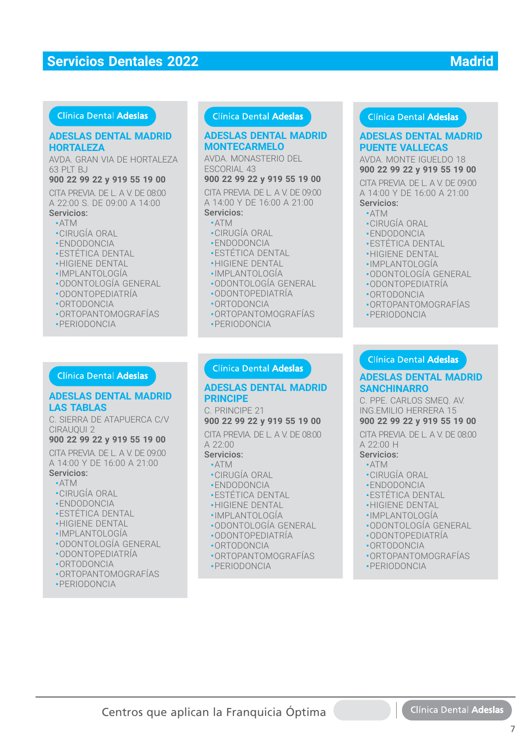# Servicios Dentales 2022 — Madrid

Clínica Dental **Adeslas**

## ADESLAS DENTAL MADRID HORTALEZA

AVDA. GRAN VIA DE HORTALEZA 63 PLT BJ
**900 22 99 22 y 919 55 19 00**

CITA PREVIA. DE L. A V. DE 08:00 A 22:00 S. DE 09:00 A 14:00

**Servicios:**

- ATM
- CIRUGÍA ORAL
- ENDODONCIA
- ESTÉTICA DENTAL
- HIGIENE DENTAL
- IMPLANTOLOGÍA
- ODONTOLOGÍA GENERAL
- ODONTOPEDIATRÍA
- ORTODONCIA
- ORTOPANTOMOGRAFÍAS
- PERIODONCIA

Clínica Dental **Adeslas**

## ADESLAS DENTAL MADRID MONTECARMELO

AVDA. MONASTERIO DEL ESCORIAL 43
**900 22 99 22 y 919 55 19 00**

CITA PREVIA. DE L. A V. DE 09:00 A 14:00 Y DE 16:00 A 21:00

**Servicios:**

- ATM
- CIRUGÍA ORAL
- ENDODONCIA
- ESTÉTICA DENTAL
- HIGIENE DENTAL
- IMPLANTOLOGÍA
- ODONTOLOGÍA GENERAL
- ODONTOPEDIATRÍA
- ORTODONCIA
- ORTOPANTOMOGRAFÍAS
- PERIODONCIA

Clínica Dental **Adeslas**

## ADESLAS DENTAL MADRID PUENTE VALLECAS

AVDA. MONTE IGUELDO 18
**900 22 99 22 y 919 55 19 00**

CITA PREVIA. DE L. A V. DE 09:00 A 14:00 Y DE 16:00 A 21:00

**Servicios:**

- ATM
- CIRUGÍA ORAL
- ENDODONCIA
- ESTÉTICA DENTAL
- HIGIENE DENTAL
- IMPLANTOLOGÍA
- ODONTOLOGÍA GENERAL
- ODONTOPEDIATRÍA
- ORTODONCIA
- ORTOPANTOMOGRAFÍAS
- PERIODONCIA

Clínica Dental **Adeslas**

## ADESLAS DENTAL MADRID LAS TABLAS

C. SIERRA DE ATAPUERCA C/V CIRAUQUI 2
**900 22 99 22 y 919 55 19 00**

CITA PREVIA. DE L. A V. DE 09:00 A 14:00 Y DE 16:00 A 21:00

**Servicios:**

- ATM
- CIRUGÍA ORAL
- ENDODONCIA
- ESTÉTICA DENTAL
- HIGIENE DENTAL
- IMPLANTOLOGÍA
- ODONTOLOGÍA GENERAL
- ODONTOPEDIATRÍA
- ORTODONCIA
- ORTOPANTOMOGRAFÍAS
- PERIODONCIA

Clínica Dental **Adeslas**

## ADESLAS DENTAL MADRID PRINCIPE

C. PRINCIPE 21
**900 22 99 22 y 919 55 19 00**

CITA PREVIA. DE L. A V. DE 08:00 A 22:00

**Servicios:**

- ATM
- CIRUGÍA ORAL
- ENDODONCIA
- ESTÉTICA DENTAL
- HIGIENE DENTAL
- IMPLANTOLOGÍA
- ODONTOLOGÍA GENERAL
- ODONTOPEDIATRÍA
- ORTODONCIA
- ORTOPANTOMOGRAFÍAS
- PERIODONCIA

Clínica Dental **Adeslas**

## ADESLAS DENTAL MADRID SANCHINARRO

C. PPE. CARLOS SMEQ. AV. ING.EMILIO HERRERA 15
**900 22 99 22 y 919 55 19 00**

CITA PREVIA. DE L. A V. DE 08:00 A 22:00 H

**Servicios:**

- ATM
- CIRUGÍA ORAL
- ENDODONCIA
- ESTÉTICA DENTAL
- HIGIENE DENTAL
- IMPLANTOLOGÍA
- ODONTOLOGÍA GENERAL
- ODONTOPEDIATRÍA
- ORTODONCIA
- ORTOPANTOMOGRAFÍAS
- PERIODONCIA

Centros que aplican la Franquicia Óptima — Clínica Dental **Adeslas**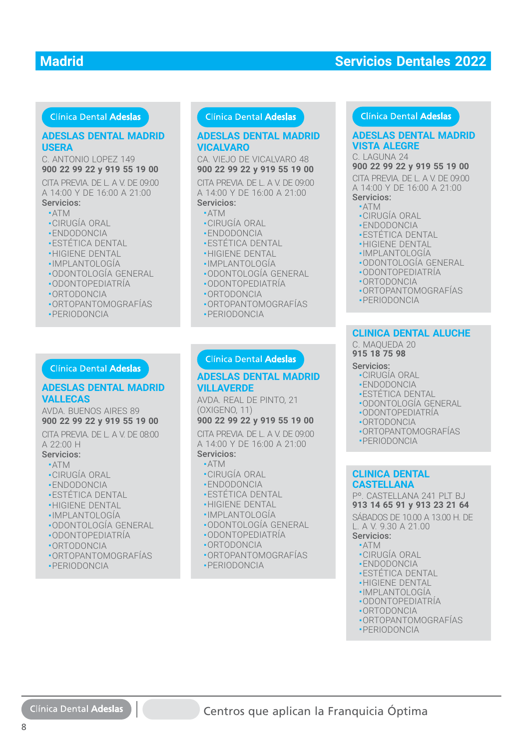# Madrid

## Servicios Dentales 2022

Clínica Dental Adeslas

### ADESLAS DENTAL MADRID USERA

C. ANTONIO LOPEZ 149
**900 22 99 22 y 919 55 19 00**

CITA PREVIA. DE L. A V. DE 09:00 A 14:00 Y DE 16:00 A 21:00

**Servicios:**

- ATM
- CIRUGÍA ORAL
- ENDODONCIA
- ESTÉTICA DENTAL
- HIGIENE DENTAL
- IMPLANTOLOGÍA
- ODONTOLOGÍA GENERAL
- ODONTOPEDIATRÍA
- ORTODONCIA
- ORTOPANTOMOGRAFÍAS
- PERIODONCIA

Clínica Dental Adeslas

### ADESLAS DENTAL MADRID VALLECAS

AVDA. BUENOS AIRES 89
**900 22 99 22 y 919 55 19 00**

CITA PREVIA. DE L. A V. DE 08:00 A 22:00 H

**Servicios:**

- ATM
- CIRUGÍA ORAL
- ENDODONCIA
- ESTÉTICA DENTAL
- HIGIENE DENTAL
- IMPLANTOLOGÍA
- ODONTOLOGÍA GENERAL
- ODONTOPEDIATRÍA
- ORTODONCIA
- ORTOPANTOMOGRAFÍAS
- PERIODONCIA

Clínica Dental Adeslas

### ADESLAS DENTAL MADRID VICALVARO

CA. VIEJO DE VICALVARO 48
**900 22 99 22 y 919 55 19 00**

CITA PREVIA. DE L. A V. DE 09:00 A 14:00 Y DE 16:00 A 21:00

**Servicios:**

- ATM
- CIRUGÍA ORAL
- ENDODONCIA
- ESTÉTICA DENTAL
- HIGIENE DENTAL
- IMPLANTOLOGÍA
- ODONTOLOGÍA GENERAL
- ODONTOPEDIATRÍA
- ORTODONCIA
- ORTOPANTOMOGRAFÍAS
- PERIODONCIA

Clínica Dental Adeslas

### ADESLAS DENTAL MADRID VILLAVERDE

AVDA. REAL DE PINTO, 21 (OXIGENO, 11)
**900 22 99 22 y 919 55 19 00**

CITA PREVIA. DE L. A V. DE 09:00 A 14:00 Y DE 16:00 A 21:00

**Servicios:**

- ATM
- CIRUGÍA ORAL
- ENDODONCIA
- ESTÉTICA DENTAL
- HIGIENE DENTAL
- IMPLANTOLOGÍA
- ODONTOLOGÍA GENERAL
- ODONTOPEDIATRÍA
- ORTODONCIA
- ORTOPANTOMOGRAFÍAS
- PERIODONCIA

Clínica Dental Adeslas

### ADESLAS DENTAL MADRID VISTA ALEGRE

C. LAGUNA 24
**900 22 99 22 y 919 55 19 00**

CITA PREVIA. DE L. A V. DE 09:00 A 14:00 Y DE 16:00 A 21:00

**Servicios:**

- ATM
- CIRUGÍA ORAL
- ENDODONCIA
- ESTÉTICA DENTAL
- HIGIENE DENTAL
- IMPLANTOLOGÍA
- ODONTOLOGÍA GENERAL
- ODONTOPEDIATRÍA
- ORTODONCIA
- ORTOPANTOMOGRAFÍAS
- PERIODONCIA

### CLINICA DENTAL ALUCHE

C. MAQUEDA 20
**915 18 75 98**

Servicios:

- CIRUGÍA ORAL
- ENDODONCIA
- ESTÉTICA DENTAL
- ODONTOLOGÍA GENERAL
- ODONTOPEDIATRÍA
- ORTODONCIA
- ORTOPANTOMOGRAFÍAS
- PERIODONCIA

### CLINICA DENTAL CASTELLANA

Pº. CASTELLANA 241 PLT BJ
**913 14 65 91 y 913 23 21 64**

SÁBADOS DE 10.00 A 13.00 H. DE L. A V. 9.30 A 21.00

**Servicios:**

- ATM
- CIRUGÍA ORAL
- ENDODONCIA
- ESTÉTICA DENTAL
- HIGIENE DENTAL
- IMPLANTOLOGÍA
- ODONTOPEDIATRÍA
- ORTODONCIA
- ORTOPANTOMOGRAFÍAS
- PERIODONCIA

Clínica Dental Adeslas | Centros que aplican la Franquicia Óptima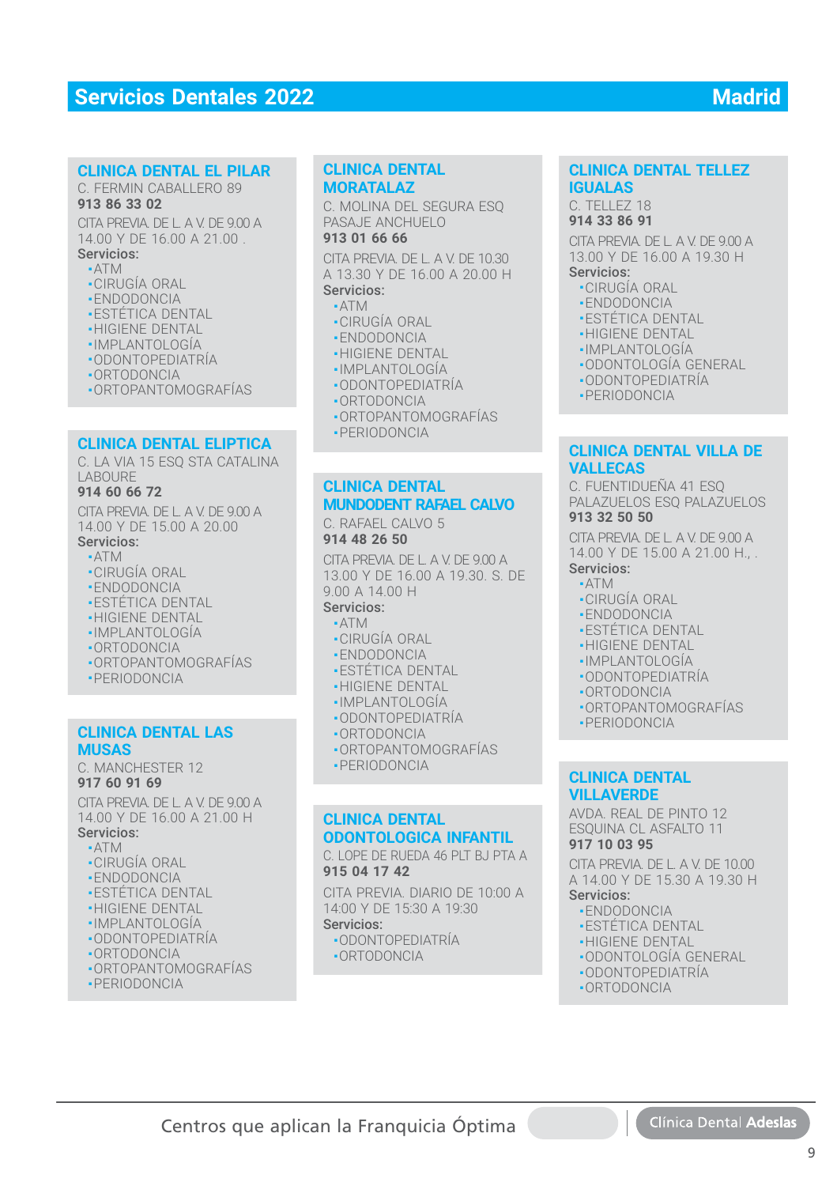# Servicios Dentales 2022 — Madrid

### CLINICA DENTAL EL PILAR

C. FERMIN CABALLERO 89
**913 86 33 02**

CITA PREVIA. DE L. A V. DE 9.00 A 14.00 Y DE 16.00 A 21.00 .

**Servicios:**

- ATM
- CIRUGÍA ORAL
- ENDODONCIA
- ESTÉTICA DENTAL
- HIGIENE DENTAL
- IMPLANTOLOGÍA
- ODONTOPEDIATRÍA
- ORTODONCIA
- ORTOPANTOMOGRAFÍAS

### CLINICA DENTAL ELIPTICA

C. LA VIA 15 ESQ STA CATALINA LABOURE
**914 60 66 72**

CITA PREVIA. DE L. A V. DE 9.00 A 14.00 Y DE 15.00 A 20.00

**Servicios:**

- ATM
- CIRUGÍA ORAL
- ENDODONCIA
- ESTÉTICA DENTAL
- HIGIENE DENTAL
- IMPLANTOLOGÍA
- ORTODONCIA
- ORTOPANTOMOGRAFÍAS
- PERIODONCIA

### CLINICA DENTAL LAS MUSAS

C. MANCHESTER 12
**917 60 91 69**

CITA PREVIA. DE L. A V. DE 9.00 A 14.00 Y DE 16.00 A 21.00 H

**Servicios:**

- ATM
- CIRUGÍA ORAL
- ENDODONCIA
- ESTÉTICA DENTAL
- HIGIENE DENTAL
- IMPLANTOLOGÍA
- ODONTOPEDIATRÍA
- ORTODONCIA
- ORTOPANTOMOGRAFÍAS
- PERIODONCIA

### CLINICA DENTAL MORATALAZ

C. MOLINA DEL SEGURA ESQ PASAJE ANCHUELO
**913 01 66 66**

CITA PREVIA. DE L. A V. DE 10.30 A 13.30 Y DE 16.00 A 20.00 H

**Servicios:**

- ATM
- CIRUGÍA ORAL
- ENDODONCIA
- HIGIENE DENTAL
- IMPLANTOLOGÍA
- ODONTOPEDIATRÍA
- ORTODONCIA
- ORTOPANTOMOGRAFÍAS
- PERIODONCIA

### CLINICA DENTAL MUNDODENT RAFAEL CALVO

C. RAFAEL CALVO 5
**914 48 26 50**

CITA PREVIA. DE L. A V. DE 9.00 A 13.00 Y DE 16.00 A 19.30. S. DE 9.00 A 14.00 H

**Servicios:**

- ATM
- CIRUGÍA ORAL
- ENDODONCIA
- ESTÉTICA DENTAL
- HIGIENE DENTAL
- IMPLANTOLOGÍA
- ODONTOPEDIATRÍA
- ORTODONCIA
- ORTOPANTOMOGRAFÍAS
- PERIODONCIA

### CLINICA DENTAL ODONTOLOGICA INFANTIL

C. LOPE DE RUEDA 46 PLT BJ PTA A
**915 04 17 42**

CITA PREVIA. DIARIO DE 10:00 A 14:00 Y DE 15:30 A 19:30

**Servicios:**

- ODONTOPEDIATRÍA
- ORTODONCIA

### CLINICA DENTAL TELLEZ IGUALAS

C. TELLEZ 18
**914 33 86 91**

CITA PREVIA. DE L. A V. DE 9.00 A 13.00 Y DE 16.00 A 19.30 H

**Servicios:**

- CIRUGÍA ORAL
- ENDODONCIA
- ESTÉTICA DENTAL
- HIGIENE DENTAL
- IMPLANTOLOGÍA
- ODONTOLOGÍA GENERAL
- ODONTOPEDIATRÍA
- PERIODONCIA

### CLINICA DENTAL VILLA DE VALLECAS

C. FUENTIDUEÑA 41 ESQ PALAZUELOS ESQ PALAZUELOS
**913 32 50 50**

CITA PREVIA. DE L. A V. DE 9.00 A 14.00 Y DE 15.00 A 21.00 H., .

**Servicios:**

- ATM
- CIRUGÍA ORAL
- ENDODONCIA
- ESTÉTICA DENTAL
- HIGIENE DENTAL
- IMPLANTOLOGÍA
- ODONTOPEDIATRÍA
- ORTODONCIA
- ORTOPANTOMOGRAFÍAS
- PERIODONCIA

### CLINICA DENTAL VILLAVERDE

AVDA. REAL DE PINTO 12 ESQUINA CL ASFALTO 11
**917 10 03 95**

CITA PREVIA. DE L. A V. DE 10.00 A 14.00 Y DE 15.30 A 19.30 H

**Servicios:**

- ENDODONCIA
- ESTÉTICA DENTAL
- HIGIENE DENTAL
- ODONTOLOGÍA GENERAL
- ODONTOPEDIATRÍA
- ORTODONCIA

Centros que aplican la Franquicia Óptima | Clínica Dental **Adeslas**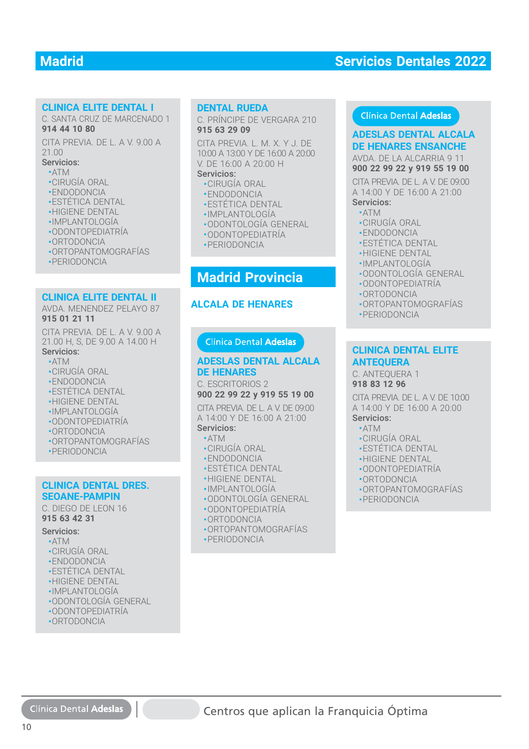## Madrid

### CLINICA ELITE DENTAL I
C. SANTA CRUZ DE MARCENADO 1
**914 44 10 80**

CITA PREVIA. DE L. A V. 9.00 A 21.00

**Servicios:**
- ATM
- CIRUGÍA ORAL
- ENDODONCIA
- ESTÉTICA DENTAL
- HIGIENE DENTAL
- IMPLANTOLOGÍA
- ODONTOPEDIATRÍA
- ORTODONCIA
- ORTOPANTOMOGRAFÍAS
- PERIODONCIA

### CLINICA ELITE DENTAL II
AVDA. MENENDEZ PELAYO 87
**915 01 21 11**

CITA PREVIA. DE L. A V. 9.00 A 21.00 H, S, DE 9.00 A 14.00 H

**Servicios:**
- ATM
- CIRUGÍA ORAL
- ENDODONCIA
- ESTÉTICA DENTAL
- HIGIENE DENTAL
- IMPLANTOLOGÍA
- ODONTOPEDIATRÍA
- ORTODONCIA
- ORTOPANTOMOGRAFÍAS
- PERIODONCIA

### CLINICA DENTAL DRES. SEOANE-PAMPIN
C. DIEGO DE LEON 16
**915 63 42 31**

**Servicios:**
- ATM
- CIRUGÍA ORAL
- ENDODONCIA
- ESTÉTICA DENTAL
- HIGIENE DENTAL
- IMPLANTOLOGÍA
- ODONTOLOGÍA GENERAL
- ODONTOPEDIATRÍA
- ORTODONCIA

### DENTAL RUEDA
C. PRÍNCIPE DE VERGARA 210
**915 63 29 09**

CITA PREVIA. L. M. X. Y J. DE 10:00 A 13:00 Y DE 16:00 A 20:00 V. DE 16:00 A 20:00 H

**Servicios:**
- CIRUGÍA ORAL
- ENDODONCIA
- ESTÉTICA DENTAL
- IMPLANTOLOGÍA
- ODONTOLOGÍA GENERAL
- ODONTOPEDIATRÍA
- PERIODONCIA

## Madrid Provincia

### ALCALA DE HENARES

Clínica Dental **Adeslas**

### ADESLAS DENTAL ALCALA DE HENARES
C. ESCRITORIOS 2
**900 22 99 22 y 919 55 19 00**

CITA PREVIA. DE L. A V. DE 09:00 A 14:00 Y DE 16:00 A 21:00

**Servicios:**
- ATM
- CIRUGÍA ORAL
- ENDODONCIA
- ESTÉTICA DENTAL
- HIGIENE DENTAL
- IMPLANTOLOGÍA
- ODONTOLOGÍA GENERAL
- ODONTOPEDIATRÍA
- ORTODONCIA
- ORTOPANTOMOGRAFÍAS
- PERIODONCIA

Clínica Dental **Adeslas**

### ADESLAS DENTAL ALCALA DE HENARES ENSANCHE
AVDA. DE LA ALCARRIA 9 11
**900 22 99 22 y 919 55 19 00**

CITA PREVIA. DE L. A V. DE 09:00 A 14:00 Y DE 16:00 A 21:00

**Servicios:**
- ATM
- CIRUGÍA ORAL
- ENDODONCIA
- ESTÉTICA DENTAL
- HIGIENE DENTAL
- IMPLANTOLOGÍA
- ODONTOLOGÍA GENERAL
- ODONTOPEDIATRÍA
- ORTODONCIA
- ORTOPANTOMOGRAFÍAS
- PERIODONCIA

### CLINICA DENTAL ELITE ANTEQUERA
C. ANTEQUERA 1
**918 83 12 96**

CITA PREVIA. DE L. A V. DE 10:00 A 14:00 Y DE 16:00 A 20:00

**Servicios:**
- ATM
- CIRUGÍA ORAL
- ESTÉTICA DENTAL
- HIGIENE DENTAL
- ODONTOPEDIATRÍA
- ORTODONCIA
- ORTOPANTOMOGRAFÍAS
- PERIODONCIA

Clínica Dental **Adeslas** | Centros que aplican la Franquicia Óptima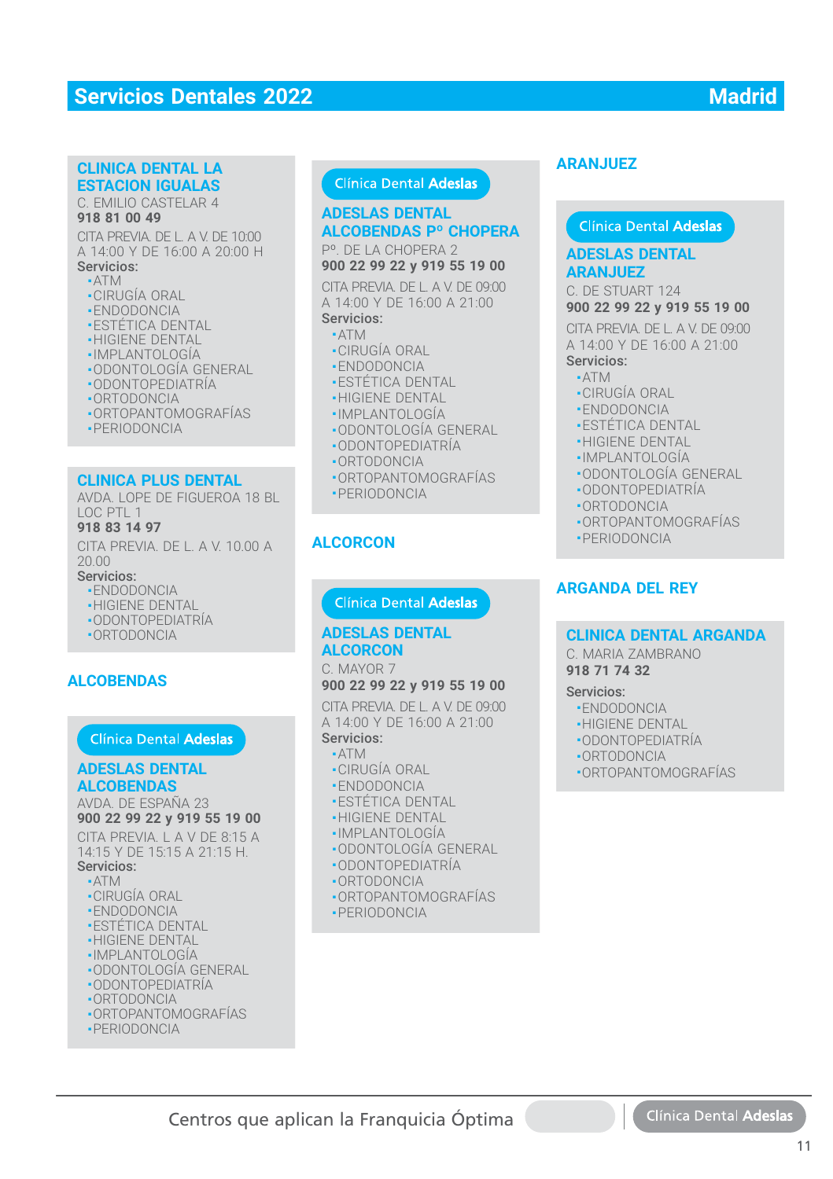# Servicios Dentales 2022 — Madrid

### CLINICA DENTAL LA ESTACION IGUALAS

C. EMILIO CASTELAR 4
**918 81 00 49**

CITA PREVIA. DE L. A V. DE 10:00 A 14:00 Y DE 16:00 A 20:00 H

**Servicios:**
- ATM
- CIRUGÍA ORAL
- ENDODONCIA
- ESTÉTICA DENTAL
- HIGIENE DENTAL
- IMPLANTOLOGÍA
- ODONTOLOGÍA GENERAL
- ODONTOPEDIATRÍA
- ORTODONCIA
- ORTOPANTOMOGRAFÍAS
- PERIODONCIA

### CLINICA PLUS DENTAL

AVDA. LOPE DE FIGUEROA 18 BL LOC PTL 1
**918 83 14 97**

CITA PREVIA. DE L. A V. 10.00 A 20.00

**Servicios:**
- ENDODONCIA
- HIGIENE DENTAL
- ODONTOPEDIATRÍA
- ORTODONCIA

## ALCOBENDAS

Clínica Dental **Adeslas**

### ADESLAS DENTAL ALCOBENDAS

AVDA. DE ESPAÑA 23
**900 22 99 22 y 919 55 19 00**

CITA PREVIA. L A V DE 8:15 A 14:15 Y DE 15:15 A 21:15 H.

**Servicios:**
- ATM
- CIRUGÍA ORAL
- ENDODONCIA
- ESTÉTICA DENTAL
- HIGIENE DENTAL
- IMPLANTOLOGÍA
- ODONTOLOGÍA GENERAL
- ODONTOPEDIATRÍA
- ORTODONCIA
- ORTOPANTOMOGRAFÍAS
- PERIODONCIA

Clínica Dental **Adeslas**

### ADESLAS DENTAL ALCOBENDAS Pº CHOPERA

Pº. DE LA CHOPERA 2
**900 22 99 22 y 919 55 19 00**

CITA PREVIA. DE L. A V. DE 09:00 A 14:00 Y DE 16:00 A 21:00

**Servicios:**
- ATM
- CIRUGÍA ORAL
- ENDODONCIA
- ESTÉTICA DENTAL
- HIGIENE DENTAL
- IMPLANTOLOGÍA
- ODONTOLOGÍA GENERAL
- ODONTOPEDIATRÍA
- ORTODONCIA
- ORTOPANTOMOGRAFÍAS
- PERIODONCIA

## ALCORCON

Clínica Dental **Adeslas**

### ADESLAS DENTAL ALCORCON

C. MAYOR 7
**900 22 99 22 y 919 55 19 00**

CITA PREVIA. DE L. A V. DE 09:00 A 14:00 Y DE 16:00 A 21:00

**Servicios:**
- ATM
- CIRUGÍA ORAL
- ENDODONCIA
- ESTÉTICA DENTAL
- HIGIENE DENTAL
- IMPLANTOLOGÍA
- ODONTOLOGÍA GENERAL
- ODONTOPEDIATRÍA
- ORTODONCIA
- ORTOPANTOMOGRAFÍAS
- PERIODONCIA

## ARANJUEZ

Clínica Dental **Adeslas**

### ADESLAS DENTAL ARANJUEZ

C. DE STUART 124
**900 22 99 22 y 919 55 19 00**

CITA PREVIA. DE L. A V. DE 09:00 A 14:00 Y DE 16:00 A 21:00

**Servicios:**
- ATM
- CIRUGÍA ORAL
- ENDODONCIA
- ESTÉTICA DENTAL
- HIGIENE DENTAL
- IMPLANTOLOGÍA
- ODONTOLOGÍA GENERAL
- ODONTOPEDIATRÍA
- ORTODONCIA
- ORTOPANTOMOGRAFÍAS
- PERIODONCIA

## ARGANDA DEL REY

### CLINICA DENTAL ARGANDA

C. MARIA ZAMBRANO
**918 71 74 32**

**Servicios:**
- ENDODONCIA
- HIGIENE DENTAL
- ODONTOPEDIATRÍA
- ORTODONCIA
- ORTOPANTOMOGRAFÍAS

Centros que aplican la Franquicia Óptima | Clínica Dental **Adeslas**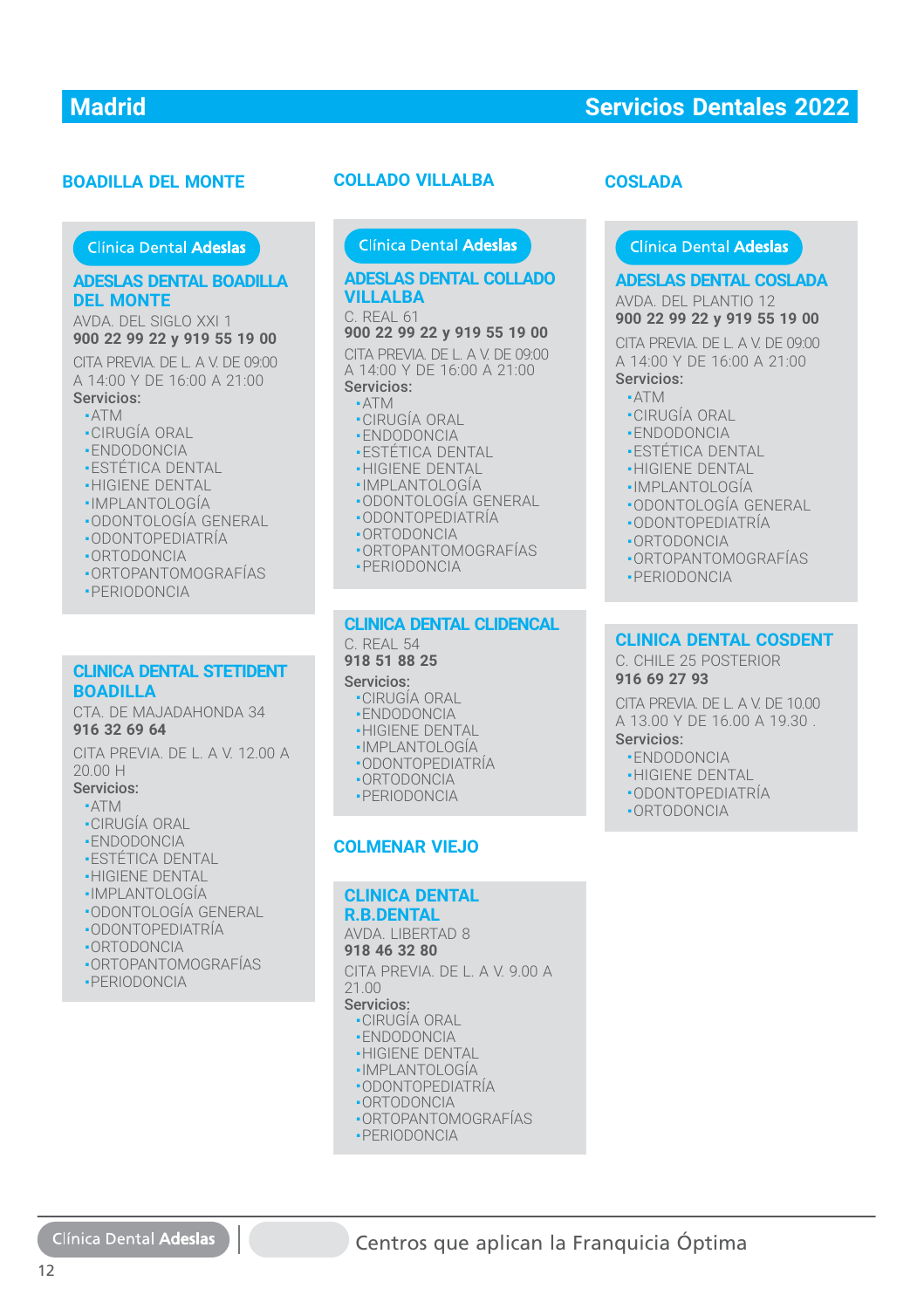## Madrid — Servicios Dentales 2022

### BOADILLA DEL MONTE

Clínica Dental **Adeslas**

**ADESLAS DENTAL BOADILLA DEL MONTE**
AVDA. DEL SIGLO XXI 1
**900 22 99 22 y 919 55 19 00**
CITA PREVIA. DE L. A V. DE 09:00 A 14:00 Y DE 16:00 A 21:00
**Servicios:**
- ATM
- CIRUGÍA ORAL
- ENDODONCIA
- ESTÉTICA DENTAL
- HIGIENE DENTAL
- IMPLANTOLOGÍA
- ODONTOLOGÍA GENERAL
- ODONTOPEDIATRÍA
- ORTODONCIA
- ORTOPANTOMOGRAFÍAS
- PERIODONCIA

**CLINICA DENTAL STETIDENT BOADILLA**
CTA. DE MAJADAHONDA 34
**916 32 69 64**
CITA PREVIA. DE L. A V. 12.00 A 20.00 H
**Servicios:**
- ATM
- CIRUGÍA ORAL
- ENDODONCIA
- ESTÉTICA DENTAL
- HIGIENE DENTAL
- IMPLANTOLOGÍA
- ODONTOLOGÍA GENERAL
- ODONTOPEDIATRÍA
- ORTODONCIA
- ORTOPANTOMOGRAFÍAS
- PERIODONCIA

### COLLADO VILLALBA

Clínica Dental **Adeslas**

**ADESLAS DENTAL COLLADO VILLALBA**
C. REAL 61
**900 22 99 22 y 919 55 19 00**
CITA PREVIA. DE L. A V. DE 09:00 A 14:00 Y DE 16:00 A 21:00
**Servicios:**
- ATM
- CIRUGÍA ORAL
- ENDODONCIA
- ESTÉTICA DENTAL
- HIGIENE DENTAL
- IMPLANTOLOGÍA
- ODONTOLOGÍA GENERAL
- ODONTOPEDIATRÍA
- ORTODONCIA
- ORTOPANTOMOGRAFÍAS
- PERIODONCIA

**CLINICA DENTAL CLIDENCAL**
C. REAL 54
**918 51 88 25**
**Servicios:**
- CIRUGÍA ORAL
- ENDODONCIA
- HIGIENE DENTAL
- IMPLANTOLOGÍA
- ODONTOPEDIATRÍA
- ORTODONCIA
- PERIODONCIA

### COLMENAR VIEJO

**CLINICA DENTAL R.B.DENTAL**
AVDA. LIBERTAD 8
**918 46 32 80**
CITA PREVIA. DE L. A V. 9.00 A 21.00
**Servicios:**
- CIRUGÍA ORAL
- ENDODONCIA
- HIGIENE DENTAL
- IMPLANTOLOGÍA
- ODONTOPEDIATRÍA
- ORTODONCIA
- ORTOPANTOMOGRAFÍAS
- PERIODONCIA

### COSLADA

Clínica Dental **Adeslas**

**ADESLAS DENTAL COSLADA**
AVDA. DEL PLANTIO 12
**900 22 99 22 y 919 55 19 00**
CITA PREVIA. DE L. A V. DE 09:00 A 14:00 Y DE 16:00 A 21:00
**Servicios:**
- ATM
- CIRUGÍA ORAL
- ENDODONCIA
- ESTÉTICA DENTAL
- HIGIENE DENTAL
- IMPLANTOLOGÍA
- ODONTOLOGÍA GENERAL
- ODONTOPEDIATRÍA
- ORTODONCIA
- ORTOPANTOMOGRAFÍAS
- PERIODONCIA

**CLINICA DENTAL COSDENT**
C. CHILE 25 POSTERIOR
**916 69 27 93**
CITA PREVIA. DE L. A V. DE 10.00 A 13.00 Y DE 16.00 A 19.30 .
**Servicios:**
- ENDODONCIA
- HIGIENE DENTAL
- ODONTOPEDIATRÍA
- ORTODONCIA

---

Clínica Dental **Adeslas** | Centros que aplican la Franquicia Óptima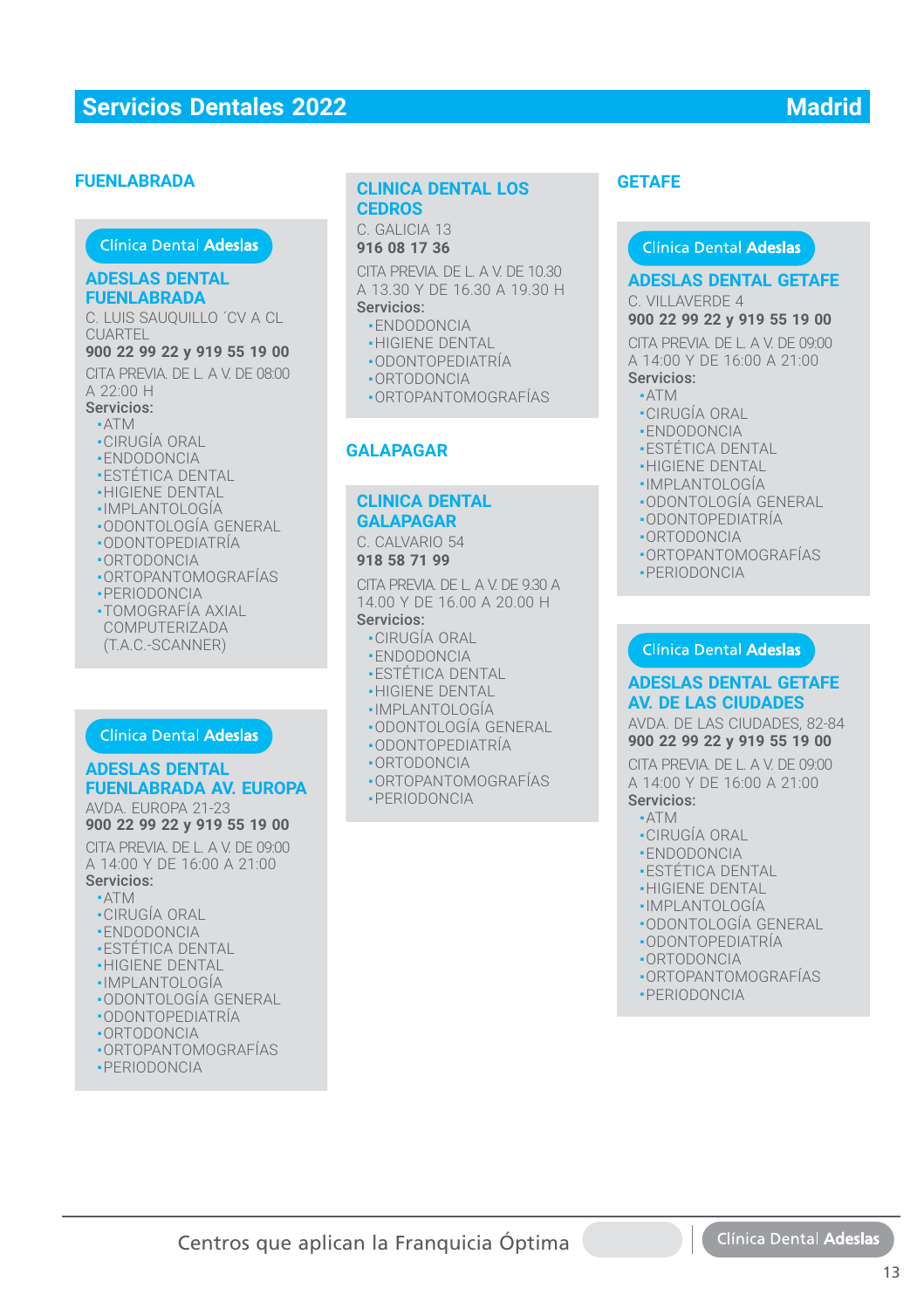# Servicios Dentales 2022 — Madrid

## FUENLABRADA

Clínica Dental Adeslas

### ADESLAS DENTAL FUENLABRADA

C. LUIS SAUQUILLO ´CV A CL CUARTEL

**900 22 99 22 y 919 55 19 00**

CITA PREVIA. DE L. A V. DE 08:00 A 22:00 H

**Servicios:**

- ATM
- CIRUGÍA ORAL
- ENDODONCIA
- ESTÉTICA DENTAL
- HIGIENE DENTAL
- IMPLANTOLOGÍA
- ODONTOLOGÍA GENERAL
- ODONTOPEDIATRÍA
- ORTODONCIA
- ORTOPANTOMOGRAFÍAS
- PERIODONCIA
- TOMOGRAFÍA AXIAL COMPUTERIZADA (T.A.C.-SCANNER)

Clínica Dental Adeslas

### ADESLAS DENTAL FUENLABRADA AV. EUROPA

AVDA. EUROPA 21-23

**900 22 99 22 y 919 55 19 00**

CITA PREVIA. DE L. A V. DE 09:00 A 14:00 Y DE 16:00 A 21:00

**Servicios:**

- ATM
- CIRUGÍA ORAL
- ENDODONCIA
- ESTÉTICA DENTAL
- HIGIENE DENTAL
- IMPLANTOLOGÍA
- ODONTOLOGÍA GENERAL
- ODONTOPEDIATRÍA
- ORTODONCIA
- ORTOPANTOMOGRAFÍAS
- PERIODONCIA

### CLINICA DENTAL LOS CEDROS

C. GALICIA 13

**916 08 17 36**

CITA PREVIA. DE L. A V. DE 10.30 A 13.30 Y DE 16.30 A 19.30 H

**Servicios:**

- ENDODONCIA
- HIGIENE DENTAL
- ODONTOPEDIATRÍA
- ORTODONCIA
- ORTOPANTOMOGRAFÍAS

## GALAPAGAR

### CLINICA DENTAL GALAPAGAR

C. CALVARIO 54

**918 58 71 99**

CITA PREVIA. DE L. A V. DE 9.30 A 14.00 Y DE 16.00 A 20.00 H

**Servicios:**

- CIRUGÍA ORAL
- ENDODONCIA
- ESTÉTICA DENTAL
- HIGIENE DENTAL
- IMPLANTOLOGÍA
- ODONTOLOGÍA GENERAL
- ODONTOPEDIATRÍA
- ORTODONCIA
- ORTOPANTOMOGRAFÍAS
- PERIODONCIA

## GETAFE

Clínica Dental Adeslas

### ADESLAS DENTAL GETAFE

C. VILLAVERDE 4

**900 22 99 22 y 919 55 19 00**

CITA PREVIA. DE L. A V. DE 09:00 A 14:00 Y DE 16:00 A 21:00

**Servicios:**

- ATM
- CIRUGÍA ORAL
- ENDODONCIA
- ESTÉTICA DENTAL
- HIGIENE DENTAL
- IMPLANTOLOGÍA
- ODONTOLOGÍA GENERAL
- ODONTOPEDIATRÍA
- ORTODONCIA
- ORTOPANTOMOGRAFÍAS
- PERIODONCIA

Clínica Dental Adeslas

### ADESLAS DENTAL GETAFE AV. DE LAS CIUDADES

AVDA. DE LAS CIUDADES, 82-84

**900 22 99 22 y 919 55 19 00**

CITA PREVIA. DE L. A V. DE 09:00 A 14:00 Y DE 16:00 A 21:00

**Servicios:**

- ATM
- CIRUGÍA ORAL
- ENDODONCIA
- ESTÉTICA DENTAL
- HIGIENE DENTAL
- IMPLANTOLOGÍA
- ODONTOLOGÍA GENERAL
- ODONTOPEDIATRÍA
- ORTODONCIA
- ORTOPANTOMOGRAFÍAS
- PERIODONCIA

Centros que aplican la Franquicia Óptima | Clínica Dental Adeslas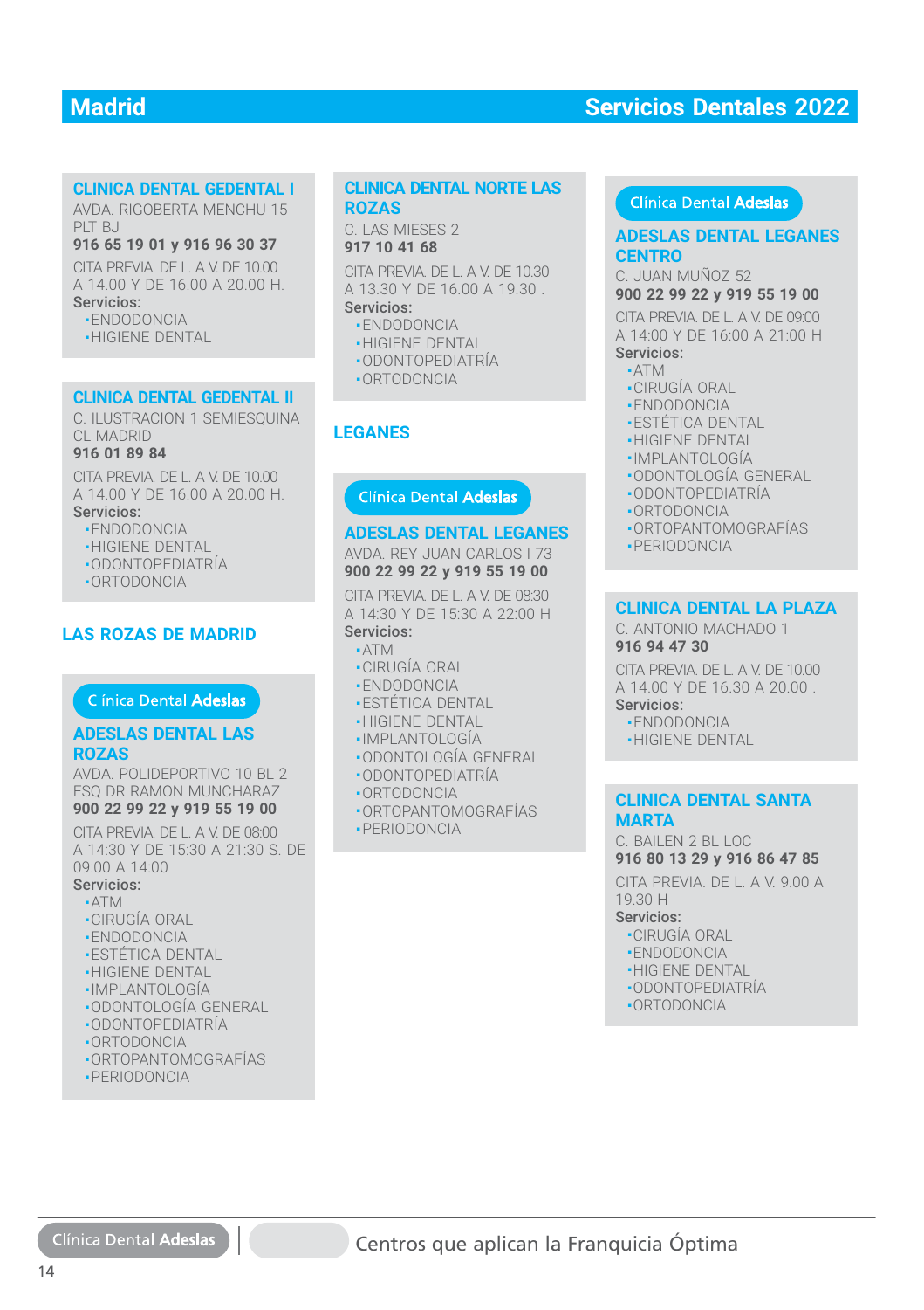# Madrid — Servicios Dentales 2022

### CLINICA DENTAL GEDENTAL I

AVDA. RIGOBERTA MENCHU 15 PLT BJ
**916 65 19 01 y 916 96 30 37**

CITA PREVIA. DE L. A V. DE 10.00 A 14.00 Y DE 16.00 A 20.00 H.
**Servicios:**
- ENDODONCIA
- HIGIENE DENTAL

### CLINICA DENTAL GEDENTAL II

C. ILUSTRACION 1 SEMIESQUINA CL MADRID
**916 01 89 84**

CITA PREVIA. DE L. A V. DE 10.00 A 14.00 Y DE 16.00 A 20.00 H.
**Servicios:**
- ENDODONCIA
- HIGIENE DENTAL
- ODONTOPEDIATRÍA
- ORTODONCIA

## LAS ROZAS DE MADRID

Clínica Dental Adeslas

### ADESLAS DENTAL LAS ROZAS

AVDA. POLIDEPORTIVO 10 BL 2 ESQ DR RAMON MUNCHARAZ
**900 22 99 22 y 919 55 19 00**

CITA PREVIA. DE L. A V. DE 08:00 A 14:30 Y DE 15:30 A 21:30 S. DE 09:00 A 14:00
**Servicios:**
- ATM
- CIRUGÍA ORAL
- ENDODONCIA
- ESTÉTICA DENTAL
- HIGIENE DENTAL
- IMPLANTOLOGÍA
- ODONTOLOGÍA GENERAL
- ODONTOPEDIATRÍA
- ORTODONCIA
- ORTOPANTOMOGRAFÍAS
- PERIODONCIA

### CLINICA DENTAL NORTE LAS ROZAS

C. LAS MIESES 2
**917 10 41 68**

CITA PREVIA. DE L. A V. DE 10.30 A 13.30 Y DE 16.00 A 19.30 .
**Servicios:**
- ENDODONCIA
- HIGIENE DENTAL
- ODONTOPEDIATRÍA
- ORTODONCIA

## LEGANES

Clínica Dental Adeslas

### ADESLAS DENTAL LEGANES

AVDA. REY JUAN CARLOS I 73
**900 22 99 22 y 919 55 19 00**

CITA PREVIA. DE L. A V. DE 08:30 A 14:30 Y DE 15:30 A 22:00 H
**Servicios:**
- ATM
- CIRUGÍA ORAL
- ENDODONCIA
- ESTÉTICA DENTAL
- HIGIENE DENTAL
- IMPLANTOLOGÍA
- ODONTOLOGÍA GENERAL
- ODONTOPEDIATRÍA
- ORTODONCIA
- ORTOPANTOMOGRAFÍAS
- PERIODONCIA

Clínica Dental Adeslas

### ADESLAS DENTAL LEGANES CENTRO

C. JUAN MUÑOZ 52
**900 22 99 22 y 919 55 19 00**

CITA PREVIA. DE L. A V. DE 09:00 A 14:00 Y DE 16:00 A 21:00 H
**Servicios:**
- ATM
- CIRUGÍA ORAL
- ENDODONCIA
- ESTÉTICA DENTAL
- HIGIENE DENTAL
- IMPLANTOLOGÍA
- ODONTOLOGÍA GENERAL
- ODONTOPEDIATRÍA
- ORTODONCIA
- ORTOPANTOMOGRAFÍAS
- PERIODONCIA

### CLINICA DENTAL LA PLAZA

C. ANTONIO MACHADO 1
**916 94 47 30**

CITA PREVIA. DE L. A V. DE 10.00 A 14.00 Y DE 16.30 A 20.00 .
**Servicios:**
- ENDODONCIA
- HIGIENE DENTAL

### CLINICA DENTAL SANTA MARTA

C. BAILEN 2 BL LOC
**916 80 13 29 y 916 86 47 85**

CITA PREVIA. DE L. A V. 9.00 A 19.30 H
**Servicios:**
- CIRUGÍA ORAL
- ENDODONCIA
- HIGIENE DENTAL
- ODONTOPEDIATRÍA
- ORTODONCIA

Clínica Dental Adeslas | Centros que aplican la Franquicia Óptima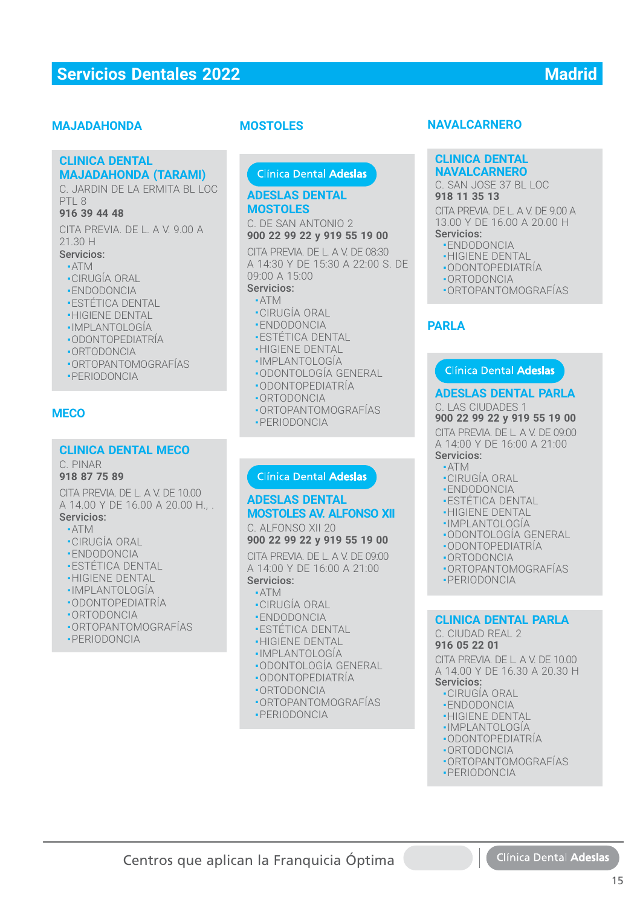# Servicios Dentales 2022 — Madrid

## MAJADAHONDA

### CLINICA DENTAL MAJADAHONDA (TARAMI)

C. JARDIN DE LA ERMITA BL LOC PTL 8
**916 39 44 48**

CITA PREVIA. DE L. A V. 9.00 A 21.30 H

**Servicios:**
- ATM
- CIRUGÍA ORAL
- ENDODONCIA
- ESTÉTICA DENTAL
- HIGIENE DENTAL
- IMPLANTOLOGÍA
- ODONTOPEDIATRÍA
- ORTODONCIA
- ORTOPANTOMOGRAFÍAS
- PERIODONCIA

## MECO

### CLINICA DENTAL MECO

C. PINAR
**918 87 75 89**

CITA PREVIA. DE L. A V. DE 10.00 A 14.00 Y DE 16.00 A 20.00 H., .

**Servicios:**
- ATM
- CIRUGÍA ORAL
- ENDODONCIA
- ESTÉTICA DENTAL
- HIGIENE DENTAL
- IMPLANTOLOGÍA
- ODONTOPEDIATRÍA
- ORTODONCIA
- ORTOPANTOMOGRAFÍAS
- PERIODONCIA

## MOSTOLES

Clínica Dental **Adeslas**

### ADESLAS DENTAL MOSTOLES

C. DE SAN ANTONIO 2
**900 22 99 22 y 919 55 19 00**

CITA PREVIA. DE L. A V. DE 08:30 A 14:30 Y DE 15:30 A 22:00 S. DE 09:00 A 15:00

**Servicios:**
- ATM
- CIRUGÍA ORAL
- ENDODONCIA
- ESTÉTICA DENTAL
- HIGIENE DENTAL
- IMPLANTOLOGÍA
- ODONTOLOGÍA GENERAL
- ODONTOPEDIATRÍA
- ORTODONCIA
- ORTOPANTOMOGRAFÍAS
- PERIODONCIA

Clínica Dental **Adeslas**

### ADESLAS DENTAL MOSTOLES AV. ALFONSO XII

C. ALFONSO XII 20
**900 22 99 22 y 919 55 19 00**

CITA PREVIA. DE L. A V. DE 09:00 A 14:00 Y DE 16:00 A 21:00

**Servicios:**
- ATM
- CIRUGÍA ORAL
- ENDODONCIA
- ESTÉTICA DENTAL
- HIGIENE DENTAL
- IMPLANTOLOGÍA
- ODONTOLOGÍA GENERAL
- ODONTOPEDIATRÍA
- ORTODONCIA
- ORTOPANTOMOGRAFÍAS
- PERIODONCIA

## NAVALCARNERO

### CLINICA DENTAL NAVALCARNERO

C. SAN JOSE 37 BL LOC
**918 11 35 13**

CITA PREVIA. DE L. A V. DE 9.00 A 13.00 Y DE 16.00 A 20.00 H

**Servicios:**
- ENDODONCIA
- HIGIENE DENTAL
- ODONTOPEDIATRÍA
- ORTODONCIA
- ORTOPANTOMOGRAFÍAS

## PARLA

Clínica Dental **Adeslas**

### ADESLAS DENTAL PARLA

C. LAS CIUDADES 1
**900 22 99 22 y 919 55 19 00**

CITA PREVIA. DE L. A V. DE 09:00 A 14:00 Y DE 16:00 A 21:00

**Servicios:**
- ATM
- CIRUGÍA ORAL
- ENDODONCIA
- ESTÉTICA DENTAL
- HIGIENE DENTAL
- IMPLANTOLOGÍA
- ODONTOLOGÍA GENERAL
- ODONTOPEDIATRÍA
- ORTODONCIA
- ORTOPANTOMOGRAFÍAS
- PERIODONCIA

### CLINICA DENTAL PARLA

C. CIUDAD REAL 2
**916 05 22 01**

CITA PREVIA. DE L. A V. DE 10.00 A 14.00 Y DE 16.30 A 20.30 H

**Servicios:**
- CIRUGÍA ORAL
- ENDODONCIA
- HIGIENE DENTAL
- IMPLANTOLOGÍA
- ODONTOPEDIATRÍA
- ORTODONCIA
- ORTOPANTOMOGRAFÍAS
- PERIODONCIA

Centros que aplican la Franquicia Óptima | Clínica Dental **Adeslas**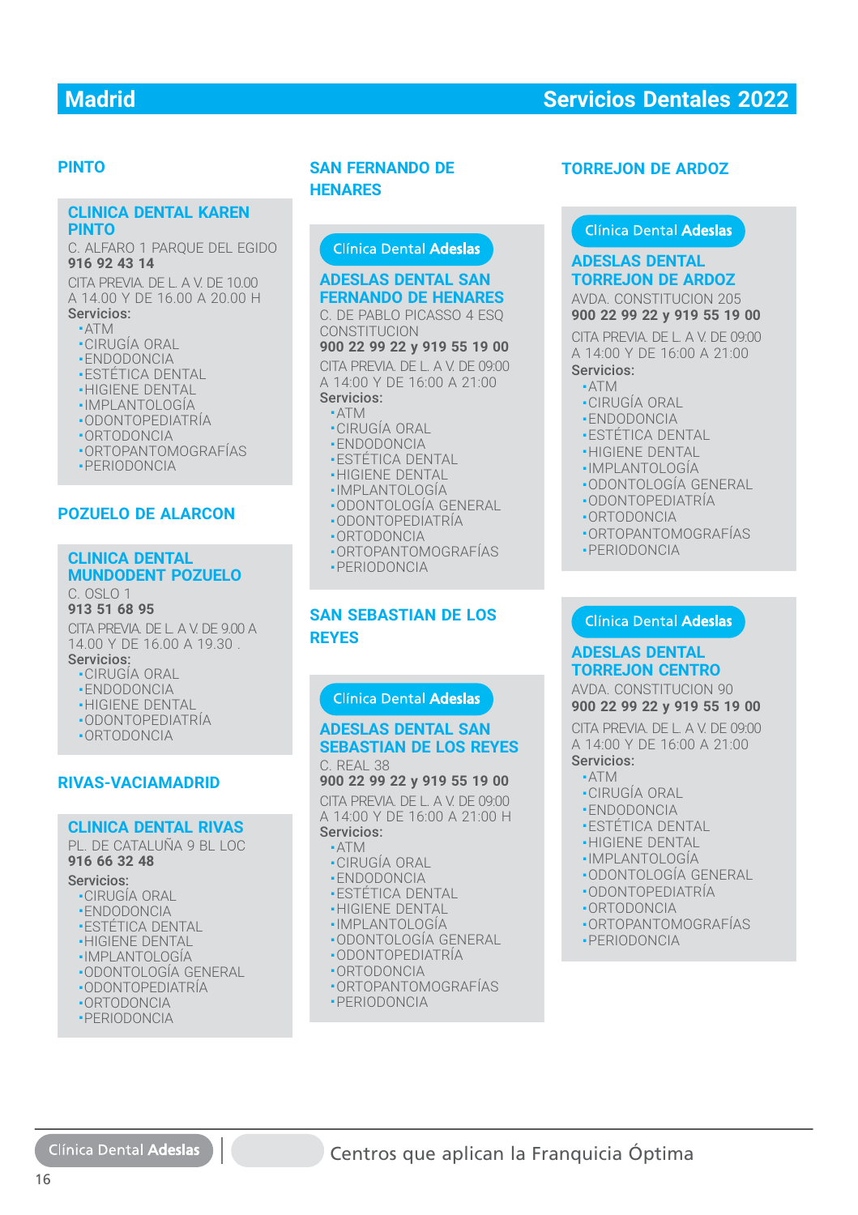# Madrid — Servicios Dentales 2022

## PINTO

### CLINICA DENTAL KAREN PINTO

C. ALFARO 1 PARQUE DEL EGIDO
**916 92 43 14**

CITA PREVIA. DE L. A V. DE 10.00 A 14.00 Y DE 16.00 A 20.00 H

**Servicios:**
- ATM
- CIRUGÍA ORAL
- ENDODONCIA
- ESTÉTICA DENTAL
- HIGIENE DENTAL
- IMPLANTOLOGÍA
- ODONTOPEDIATRÍA
- ORTODONCIA
- ORTOPANTOMOGRAFÍAS
- PERIODONCIA

## POZUELO DE ALARCON

### CLINICA DENTAL MUNDODENT POZUELO

C. OSLO 1
**913 51 68 95**

CITA PREVIA. DE L. A V. DE 9.00 A 14.00 Y DE 16.00 A 19.30 .

**Servicios:**
- CIRUGÍA ORAL
- ENDODONCIA
- HIGIENE DENTAL
- ODONTOPEDIATRÍA
- ORTODONCIA

## RIVAS-VACIAMADRID

### CLINICA DENTAL RIVAS

PL. DE CATALUÑA 9 BL LOC
**916 66 32 48**

**Servicios:**
- CIRUGÍA ORAL
- ENDODONCIA
- ESTÉTICA DENTAL
- HIGIENE DENTAL
- IMPLANTOLOGÍA
- ODONTOLOGÍA GENERAL
- ODONTOPEDIATRÍA
- ORTODONCIA
- PERIODONCIA

## SAN FERNANDO DE HENARES

Clínica Dental **Adeslas**

### ADESLAS DENTAL SAN FERNANDO DE HENARES

C. DE PABLO PICASSO 4 ESQ CONSTITUCION
**900 22 99 22 y 919 55 19 00**

CITA PREVIA. DE L. A V. DE 09:00 A 14:00 Y DE 16:00 A 21:00

**Servicios:**
- ATM
- CIRUGÍA ORAL
- ENDODONCIA
- ESTÉTICA DENTAL
- HIGIENE DENTAL
- IMPLANTOLOGÍA
- ODONTOLOGÍA GENERAL
- ODONTOPEDIATRÍA
- ORTODONCIA
- ORTOPANTOMOGRAFÍAS
- PERIODONCIA

## SAN SEBASTIAN DE LOS REYES

Clínica Dental **Adeslas**

### ADESLAS DENTAL SAN SEBASTIAN DE LOS REYES

C. REAL 38
**900 22 99 22 y 919 55 19 00**

CITA PREVIA. DE L. A V. DE 09:00 A 14:00 Y DE 16:00 A 21:00 H

**Servicios:**
- ATM
- CIRUGÍA ORAL
- ENDODONCIA
- ESTÉTICA DENTAL
- HIGIENE DENTAL
- IMPLANTOLOGÍA
- ODONTOLOGÍA GENERAL
- ODONTOPEDIATRÍA
- ORTODONCIA
- ORTOPANTOMOGRAFÍAS
- PERIODONCIA

## TORREJON DE ARDOZ

Clínica Dental **Adeslas**

### ADESLAS DENTAL TORREJON DE ARDOZ

AVDA. CONSTITUCION 205
**900 22 99 22 y 919 55 19 00**

CITA PREVIA. DE L. A V. DE 09:00 A 14:00 Y DE 16:00 A 21:00

**Servicios:**
- ATM
- CIRUGÍA ORAL
- ENDODONCIA
- ESTÉTICA DENTAL
- HIGIENE DENTAL
- IMPLANTOLOGÍA
- ODONTOLOGÍA GENERAL
- ODONTOPEDIATRÍA
- ORTODONCIA
- ORTOPANTOMOGRAFÍAS
- PERIODONCIA

Clínica Dental **Adeslas**

### ADESLAS DENTAL TORREJON CENTRO

AVDA. CONSTITUCION 90
**900 22 99 22 y 919 55 19 00**

CITA PREVIA. DE L. A V. DE 09:00 A 14:00 Y DE 16:00 A 21:00

**Servicios:**
- ATM
- CIRUGÍA ORAL
- ENDODONCIA
- ESTÉTICA DENTAL
- HIGIENE DENTAL
- IMPLANTOLOGÍA
- ODONTOLOGÍA GENERAL
- ODONTOPEDIATRÍA
- ORTODONCIA
- ORTOPANTOMOGRAFÍAS
- PERIODONCIA

---

Clínica Dental **Adeslas** | Centros que aplican la Franquicia Óptima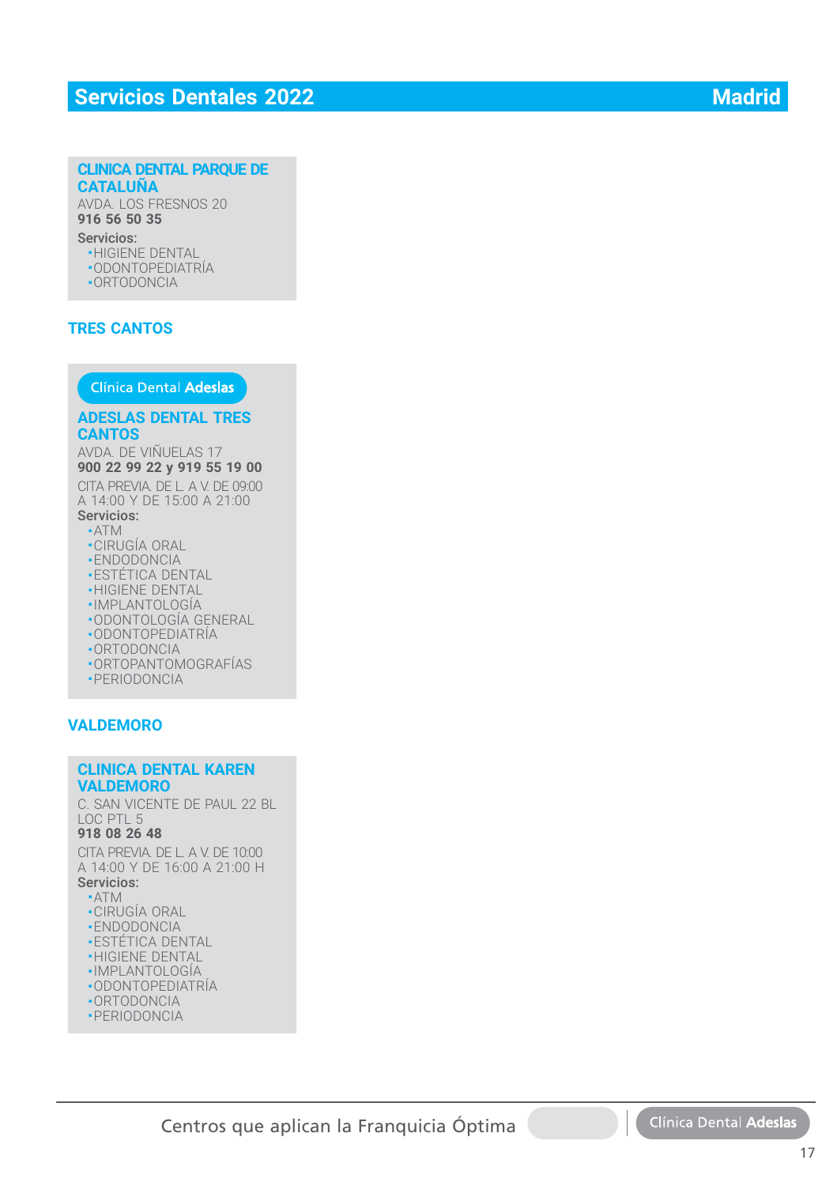### CLINICA DENTAL PARQUE DE CATALUÑA

AVDA. LOS FRESNOS 20
**916 56 50 35**

Servicios:
- HIGIENE DENTAL
- ODONTOPEDIATRÍA
- ORTODONCIA

## TRES CANTOS

Clínica Dental **Adeslas**

### ADESLAS DENTAL TRES CANTOS

AVDA. DE VIÑUELAS 17
**900 22 99 22 y 919 55 19 00**

CITA PREVIA. DE L. A V. DE 09:00 A 14:00 Y DE 15:00 A 21:00

Servicios:
- ATM
- CIRUGÍA ORAL
- ENDODONCIA
- ESTÉTICA DENTAL
- HIGIENE DENTAL
- IMPLANTOLOGÍA
- ODONTOLOGÍA GENERAL
- ODONTOPEDIATRÍA
- ORTODONCIA
- ORTOPANTOMOGRAFÍAS
- PERIODONCIA

## VALDEMORO

### CLINICA DENTAL KAREN VALDEMORO

C. SAN VICENTE DE PAUL 22 BL LOC PTL 5
**918 08 26 48**

CITA PREVIA. DE L. A V. DE 10:00 A 14:00 Y DE 16:00 A 21:00 H

Servicios:
- ATM
- CIRUGÍA ORAL
- ENDODONCIA
- ESTÉTICA DENTAL
- HIGIENE DENTAL
- IMPLANTOLOGÍA
- ODONTOPEDIATRÍA
- ORTODONCIA
- PERIODONCIA

Centros que aplican la Franquicia Óptima | Clínica Dental **Adeslas**